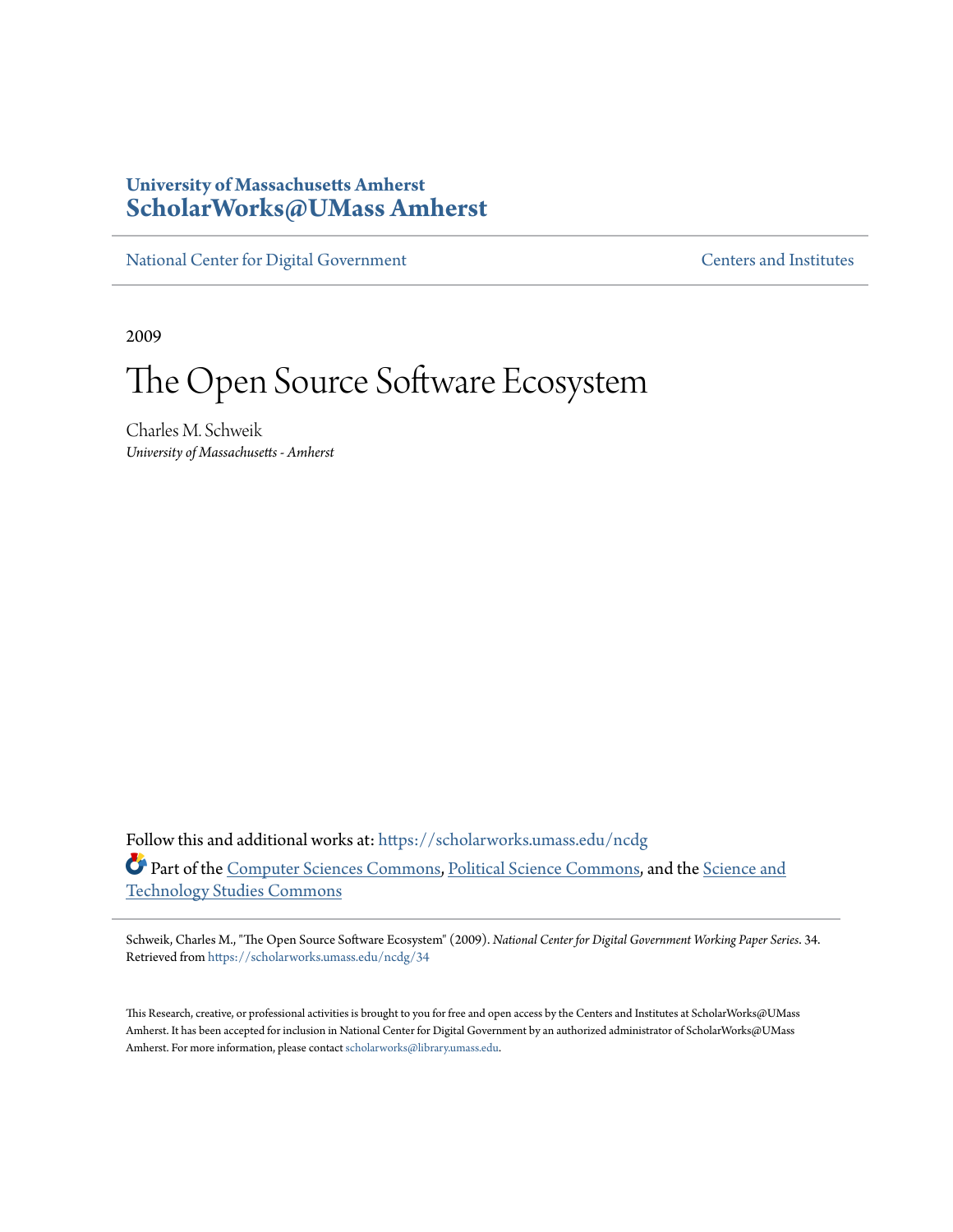**University of Massachusetts Amherst**
**ScholarWorks@UMass Amherst**

National Center for Digital Government | Centers and Institutes

2009

# The Open Source Software Ecosystem

Charles M. Schweik
*University of Massachusetts - Amherst*

Follow this and additional works at: https://scholarworks.umass.edu/ncdg

Part of the Computer Sciences Commons, Political Science Commons, and the Science and Technology Studies Commons

Schweik, Charles M., "The Open Source Software Ecosystem" (2009). *National Center for Digital Government Working Paper Series*. 34.
Retrieved from https://scholarworks.umass.edu/ncdg/34

This Research, creative, or professional activities is brought to you for free and open access by the Centers and Institutes at ScholarWorks@UMass Amherst. It has been accepted for inclusion in National Center for Digital Government by an authorized administrator of ScholarWorks@UMass Amherst. For more information, please contact scholarworks@library.umass.edu.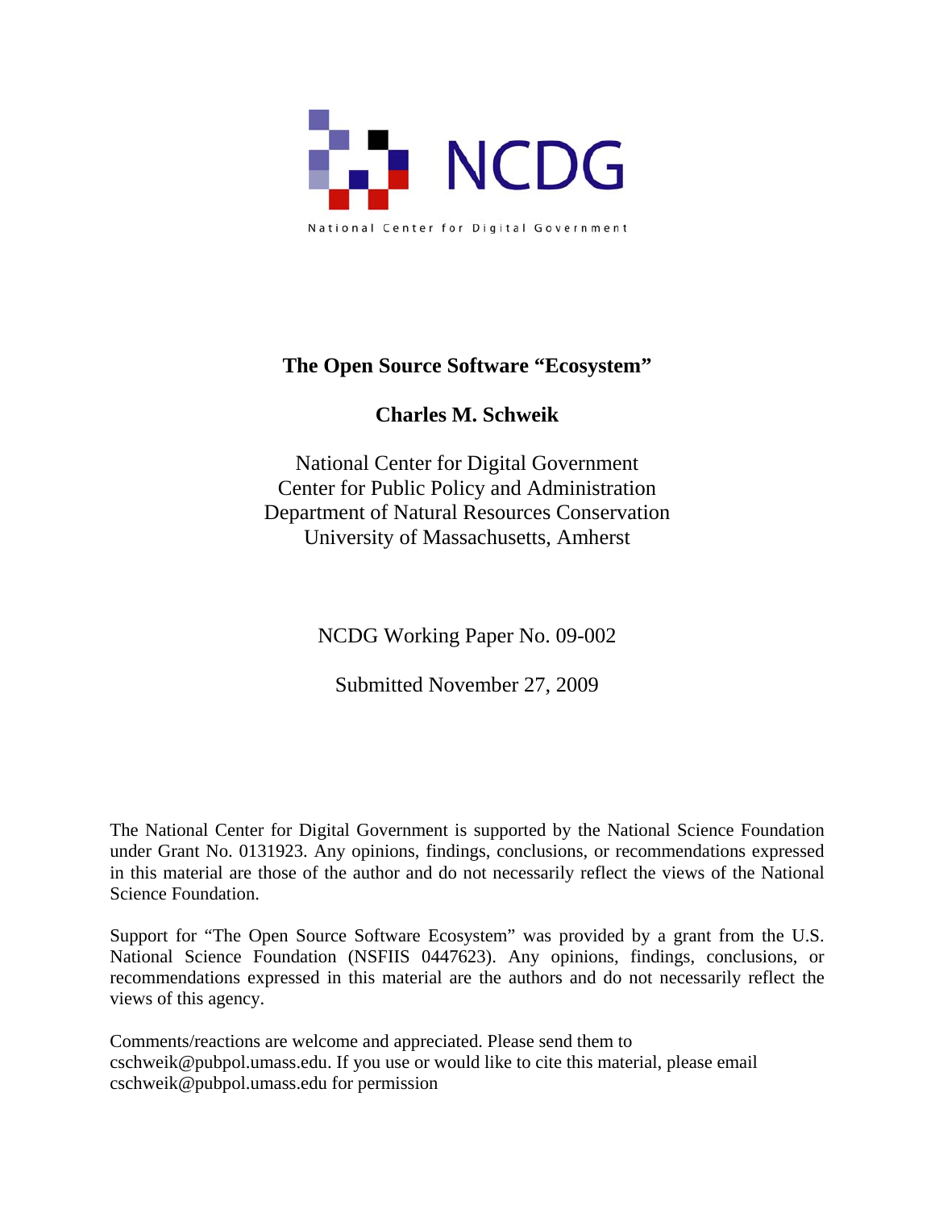NCDG

National Center for Digital Government

# The Open Source Software "Ecosystem"

**Charles M. Schweik**

National Center for Digital Government
Center for Public Policy and Administration
Department of Natural Resources Conservation
University of Massachusetts, Amherst

NCDG Working Paper No. 09-002

Submitted November 27, 2009

The National Center for Digital Government is supported by the National Science Foundation under Grant No. 0131923. Any opinions, findings, conclusions, or recommendations expressed in this material are those of the author and do not necessarily reflect the views of the National Science Foundation.

Support for "The Open Source Software Ecosystem" was provided by a grant from the U.S. National Science Foundation (NSFIIS 0447623). Any opinions, findings, conclusions, or recommendations expressed in this material are the authors and do not necessarily reflect the views of this agency.

Comments/reactions are welcome and appreciated. Please send them to cschweik@pubpol.umass.edu. If you use or would like to cite this material, please email cschweik@pubpol.umass.edu for permission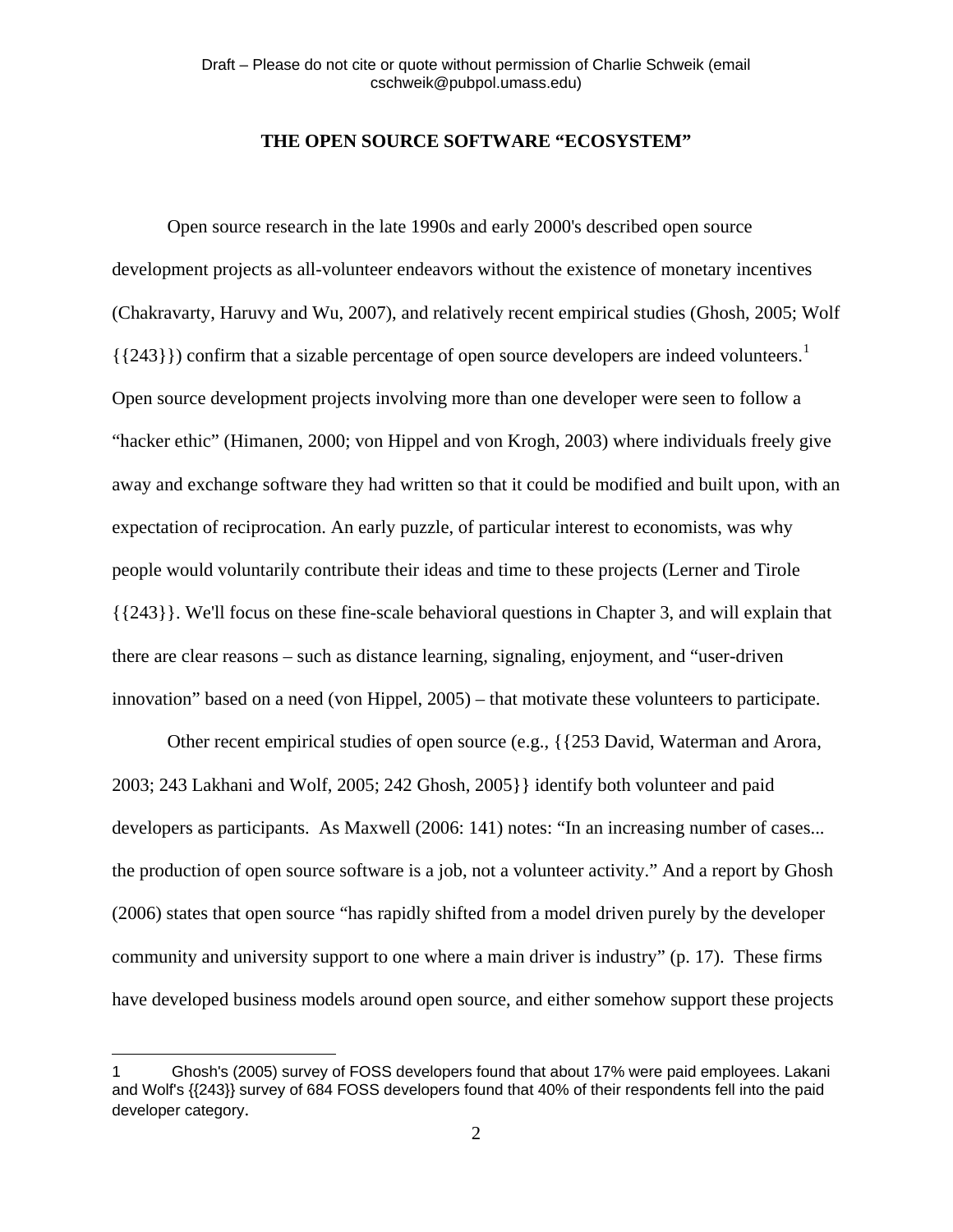# THE OPEN SOURCE SOFTWARE "ECOSYSTEM"

Open source research in the late 1990s and early 2000's described open source development projects as all-volunteer endeavors without the existence of monetary incentives (Chakravarty, Haruvy and Wu, 2007), and relatively recent empirical studies (Ghosh, 2005; Wolf {{243}}) confirm that a sizable percentage of open source developers are indeed volunteers.[1] Open source development projects involving more than one developer were seen to follow a "hacker ethic" (Himanen, 2000; von Hippel and von Krogh, 2003) where individuals freely give away and exchange software they had written so that it could be modified and built upon, with an expectation of reciprocation. An early puzzle, of particular interest to economists, was why people would voluntarily contribute their ideas and time to these projects (Lerner and Tirole {{243}}. We'll focus on these fine-scale behavioral questions in Chapter 3, and will explain that there are clear reasons – such as distance learning, signaling, enjoyment, and "user-driven innovation" based on a need (von Hippel, 2005) – that motivate these volunteers to participate.

Other recent empirical studies of open source (e.g., {{253 David, Waterman and Arora, 2003; 243 Lakhani and Wolf, 2005; 242 Ghosh, 2005}} identify both volunteer and paid developers as participants. As Maxwell (2006: 141) notes: "In an increasing number of cases... the production of open source software is a job, not a volunteer activity." And a report by Ghosh (2006) states that open source "has rapidly shifted from a model driven purely by the developer community and university support to one where a main driver is industry" (p. 17). These firms have developed business models around open source, and either somehow support these projects

---

1 Ghosh's (2005) survey of FOSS developers found that about 17% were paid employees. Lakani and Wolf's {{243}} survey of 684 FOSS developers found that 40% of their respondents fell into the paid developer category.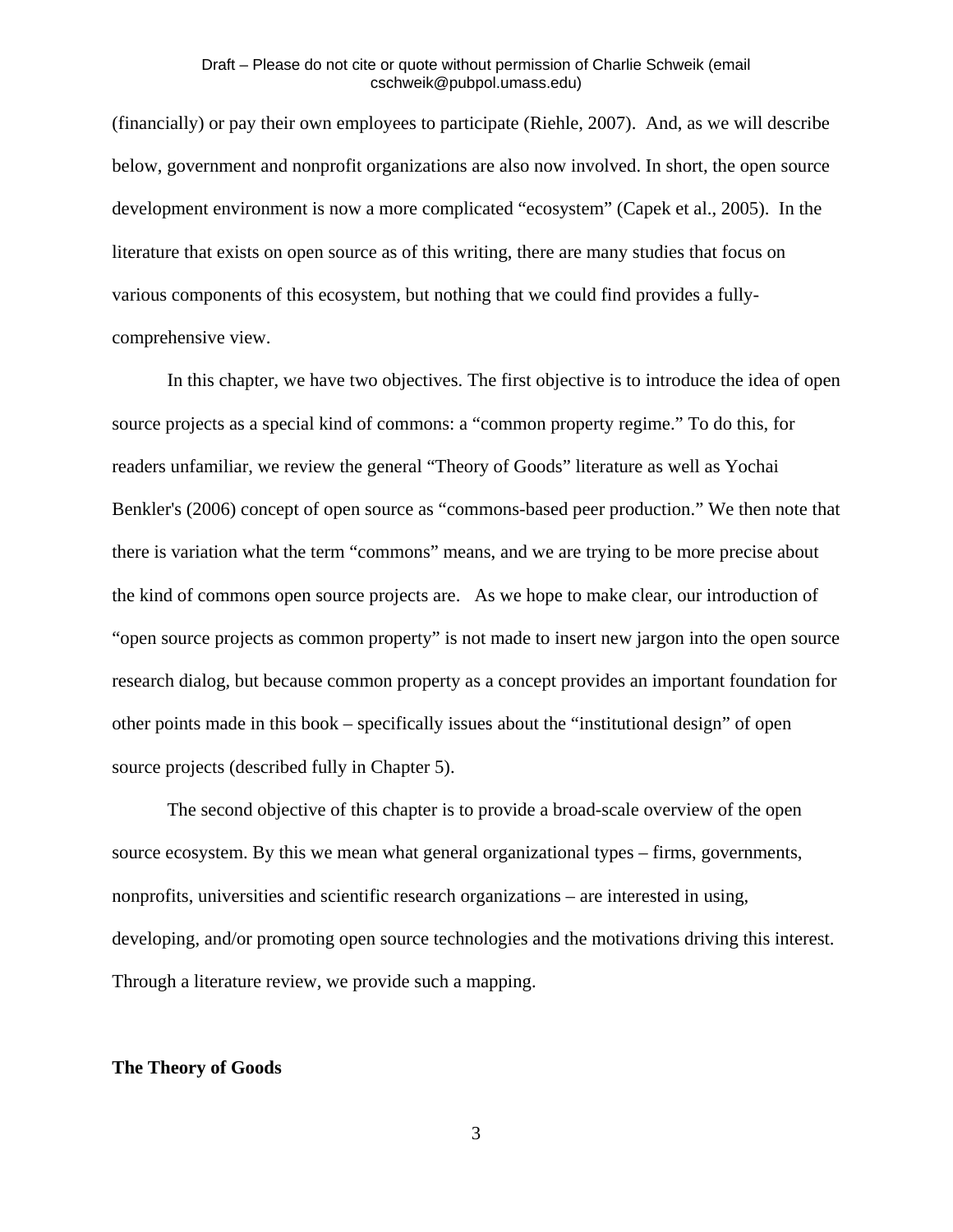(financially) or pay their own employees to participate (Riehle, 2007). And, as we will describe below, government and nonprofit organizations are also now involved. In short, the open source development environment is now a more complicated “ecosystem” (Capek et al., 2005). In the literature that exists on open source as of this writing, there are many studies that focus on various components of this ecosystem, but nothing that we could find provides a fully-comprehensive view.

In this chapter, we have two objectives. The first objective is to introduce the idea of open source projects as a special kind of commons: a “common property regime.” To do this, for readers unfamiliar, we review the general “Theory of Goods” literature as well as Yochai Benkler's (2006) concept of open source as “commons-based peer production.” We then note that there is variation what the term “commons” means, and we are trying to be more precise about the kind of commons open source projects are. As we hope to make clear, our introduction of “open source projects as common property” is not made to insert new jargon into the open source research dialog, but because common property as a concept provides an important foundation for other points made in this book – specifically issues about the “institutional design” of open source projects (described fully in Chapter 5).

The second objective of this chapter is to provide a broad-scale overview of the open source ecosystem. By this we mean what general organizational types – firms, governments, nonprofits, universities and scientific research organizations – are interested in using, developing, and/or promoting open source technologies and the motivations driving this interest. Through a literature review, we provide such a mapping.

## The Theory of Goods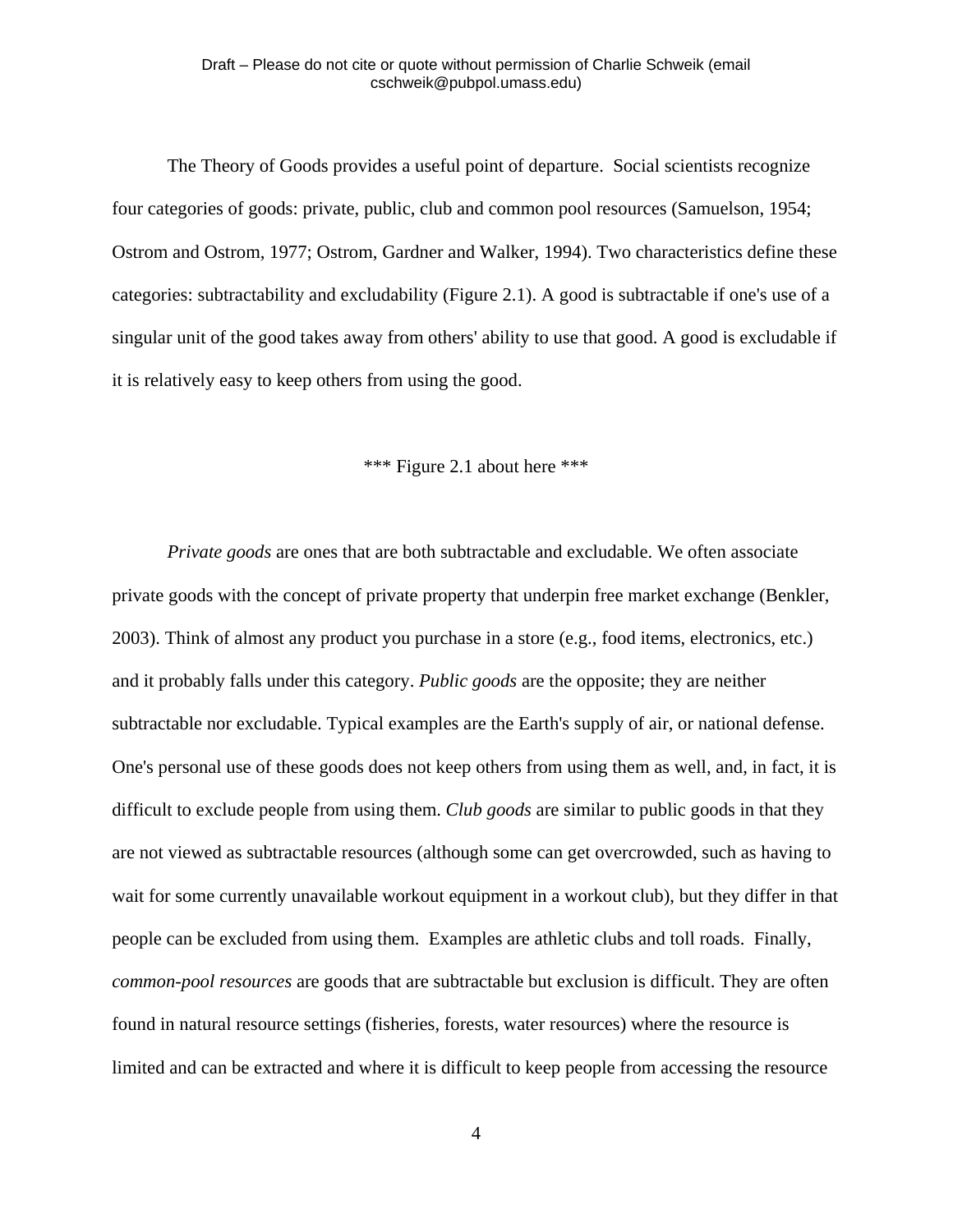The Theory of Goods provides a useful point of departure.  Social scientists recognize four categories of goods: private, public, club and common pool resources (Samuelson, 1954; Ostrom and Ostrom, 1977; Ostrom, Gardner and Walker, 1994). Two characteristics define these categories: subtractability and excludability (Figure 2.1). A good is subtractable if one's use of a singular unit of the good takes away from others' ability to use that good. A good is excludable if it is relatively easy to keep others from using the good.

*** Figure 2.1 about here ***

*Private goods* are ones that are both subtractable and excludable. We often associate private goods with the concept of private property that underpin free market exchange (Benkler, 2003). Think of almost any product you purchase in a store (e.g., food items, electronics, etc.) and it probably falls under this category. *Public goods* are the opposite; they are neither subtractable nor excludable. Typical examples are the Earth's supply of air, or national defense. One's personal use of these goods does not keep others from using them as well, and, in fact, it is difficult to exclude people from using them. *Club goods* are similar to public goods in that they are not viewed as subtractable resources (although some can get overcrowded, such as having to wait for some currently unavailable workout equipment in a workout club), but they differ in that people can be excluded from using them.  Examples are athletic clubs and toll roads.  Finally, *common-pool resources* are goods that are subtractable but exclusion is difficult. They are often found in natural resource settings (fisheries, forests, water resources) where the resource is limited and can be extracted and where it is difficult to keep people from accessing the resource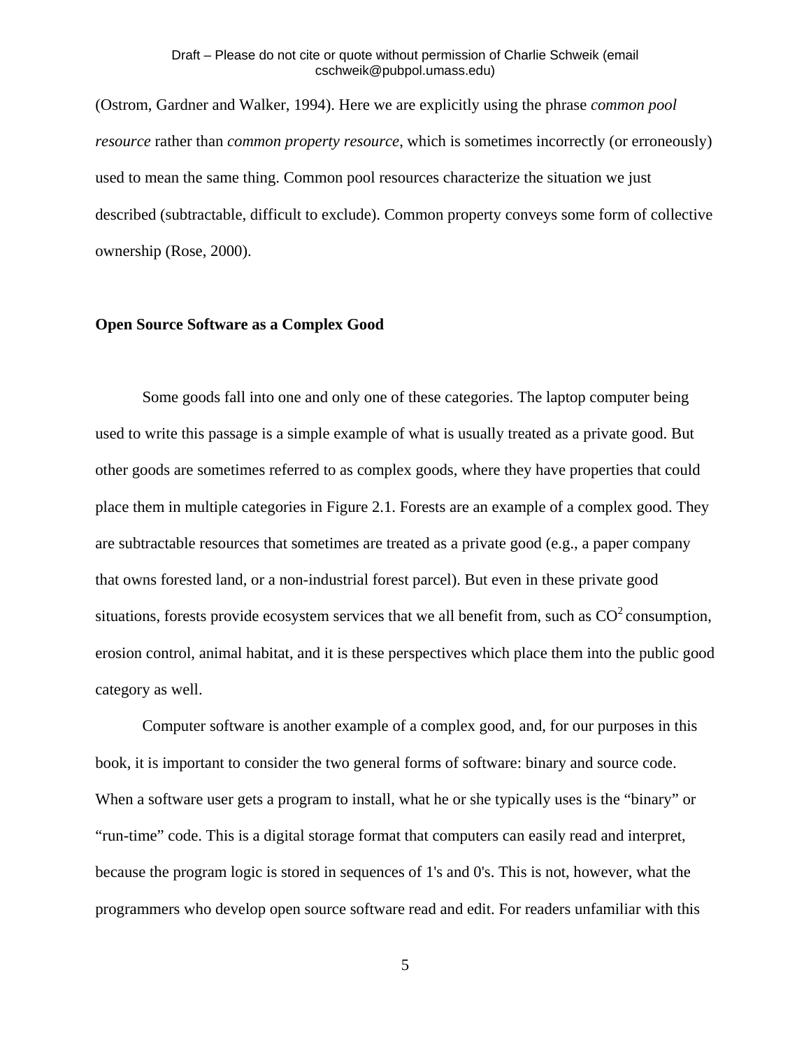(Ostrom, Gardner and Walker, 1994). Here we are explicitly using the phrase *common pool resource* rather than *common property resource*, which is sometimes incorrectly (or erroneously) used to mean the same thing. Common pool resources characterize the situation we just described (subtractable, difficult to exclude). Common property conveys some form of collective ownership (Rose, 2000).

**Open Source Software as a Complex Good**

Some goods fall into one and only one of these categories. The laptop computer being used to write this passage is a simple example of what is usually treated as a private good. But other goods are sometimes referred to as complex goods, where they have properties that could place them in multiple categories in Figure 2.1. Forests are an example of a complex good. They are subtractable resources that sometimes are treated as a private good (e.g., a paper company that owns forested land, or a non-industrial forest parcel). But even in these private good situations, forests provide ecosystem services that we all benefit from, such as $CO^2$ consumption, erosion control, animal habitat, and it is these perspectives which place them into the public good category as well.

Computer software is another example of a complex good, and, for our purposes in this book, it is important to consider the two general forms of software: binary and source code. When a software user gets a program to install, what he or she typically uses is the “binary” or “run-time” code. This is a digital storage format that computers can easily read and interpret, because the program logic is stored in sequences of 1's and 0's. This is not, however, what the programmers who develop open source software read and edit. For readers unfamiliar with this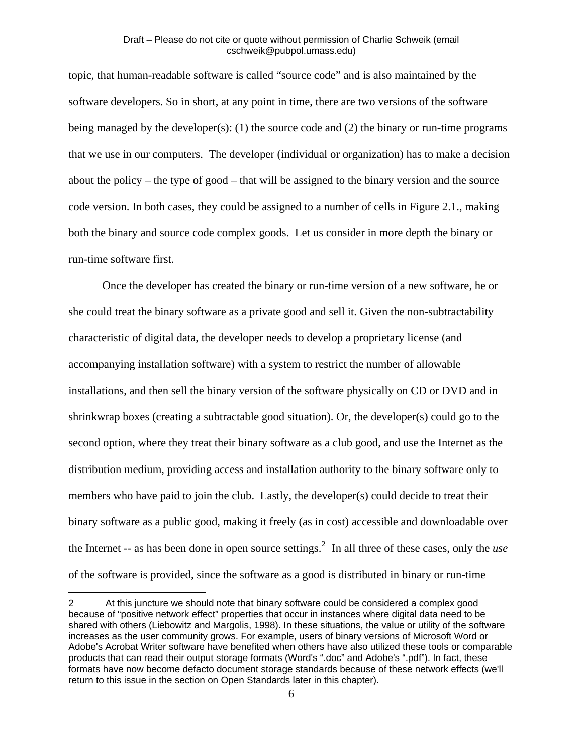topic, that human-readable software is called "source code" and is also maintained by the software developers. So in short, at any point in time, there are two versions of the software being managed by the developer(s): (1) the source code and (2) the binary or run-time programs that we use in our computers. The developer (individual or organization) has to make a decision about the policy – the type of good – that will be assigned to the binary version and the source code version. In both cases, they could be assigned to a number of cells in Figure 2.1., making both the binary and source code complex goods. Let us consider in more depth the binary or run-time software first.

Once the developer has created the binary or run-time version of a new software, he or she could treat the binary software as a private good and sell it. Given the non-subtractability characteristic of digital data, the developer needs to develop a proprietary license (and accompanying installation software) with a system to restrict the number of allowable installations, and then sell the binary version of the software physically on CD or DVD and in shrinkwrap boxes (creating a subtractable good situation). Or, the developer(s) could go to the second option, where they treat their binary software as a club good, and use the Internet as the distribution medium, providing access and installation authority to the binary software only to members who have paid to join the club. Lastly, the developer(s) could decide to treat their binary software as a public good, making it freely (as in cost) accessible and downloadable over the Internet -- as has been done in open source settings.[2] In all three of these cases, only the *use* of the software is provided, since the software as a good is distributed in binary or run-time

2 At this juncture we should note that binary software could be considered a complex good because of "positive network effect" properties that occur in instances where digital data need to be shared with others (Liebowitz and Margolis, 1998). In these situations, the value or utility of the software increases as the user community grows. For example, users of binary versions of Microsoft Word or Adobe's Acrobat Writer software have benefited when others have also utilized these tools or comparable products that can read their output storage formats (Word's ".doc" and Adobe's ".pdf"). In fact, these formats have now become defacto document storage standards because of these network effects (we'll return to this issue in the section on Open Standards later in this chapter).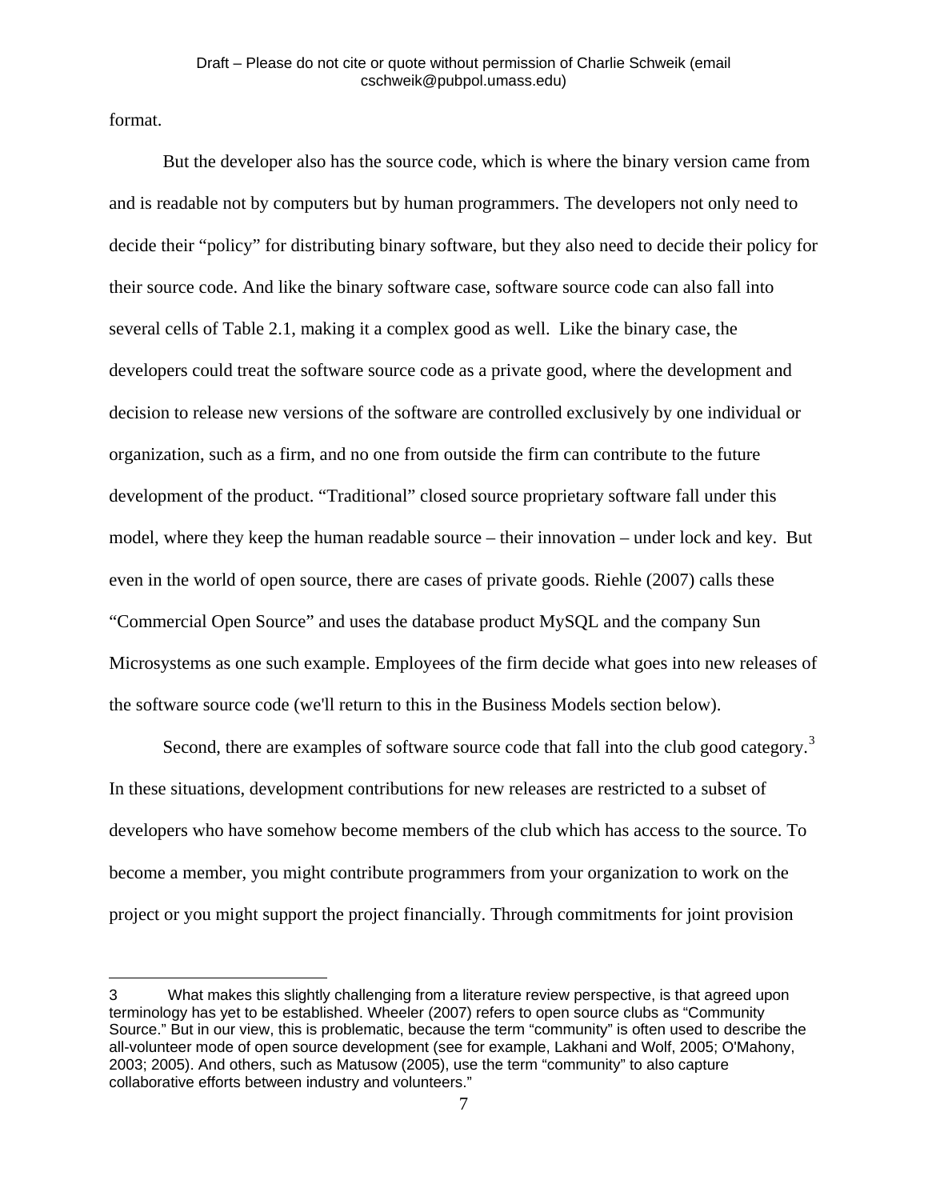format.

But the developer also has the source code, which is where the binary version came from and is readable not by computers but by human programmers. The developers not only need to decide their "policy" for distributing binary software, but they also need to decide their policy for their source code. And like the binary software case, software source code can also fall into several cells of Table 2.1, making it a complex good as well. Like the binary case, the developers could treat the software source code as a private good, where the development and decision to release new versions of the software are controlled exclusively by one individual or organization, such as a firm, and no one from outside the firm can contribute to the future development of the product. "Traditional" closed source proprietary software fall under this model, where they keep the human readable source – their innovation – under lock and key. But even in the world of open source, there are cases of private goods. Riehle (2007) calls these "Commercial Open Source" and uses the database product MySQL and the company Sun Microsystems as one such example. Employees of the firm decide what goes into new releases of the software source code (we'll return to this in the Business Models section below).

Second, there are examples of software source code that fall into the club good category.[3] In these situations, development contributions for new releases are restricted to a subset of developers who have somehow become members of the club which has access to the source. To become a member, you might contribute programmers from your organization to work on the project or you might support the project financially. Through commitments for joint provision

---

[3] What makes this slightly challenging from a literature review perspective, is that agreed upon terminology has yet to be established. Wheeler (2007) refers to open source clubs as "Community Source." But in our view, this is problematic, because the term "community" is often used to describe the all-volunteer mode of open source development (see for example, Lakhani and Wolf, 2005; O'Mahony, 2003; 2005). And others, such as Matusow (2005), use the term "community" to also capture collaborative efforts between industry and volunteers."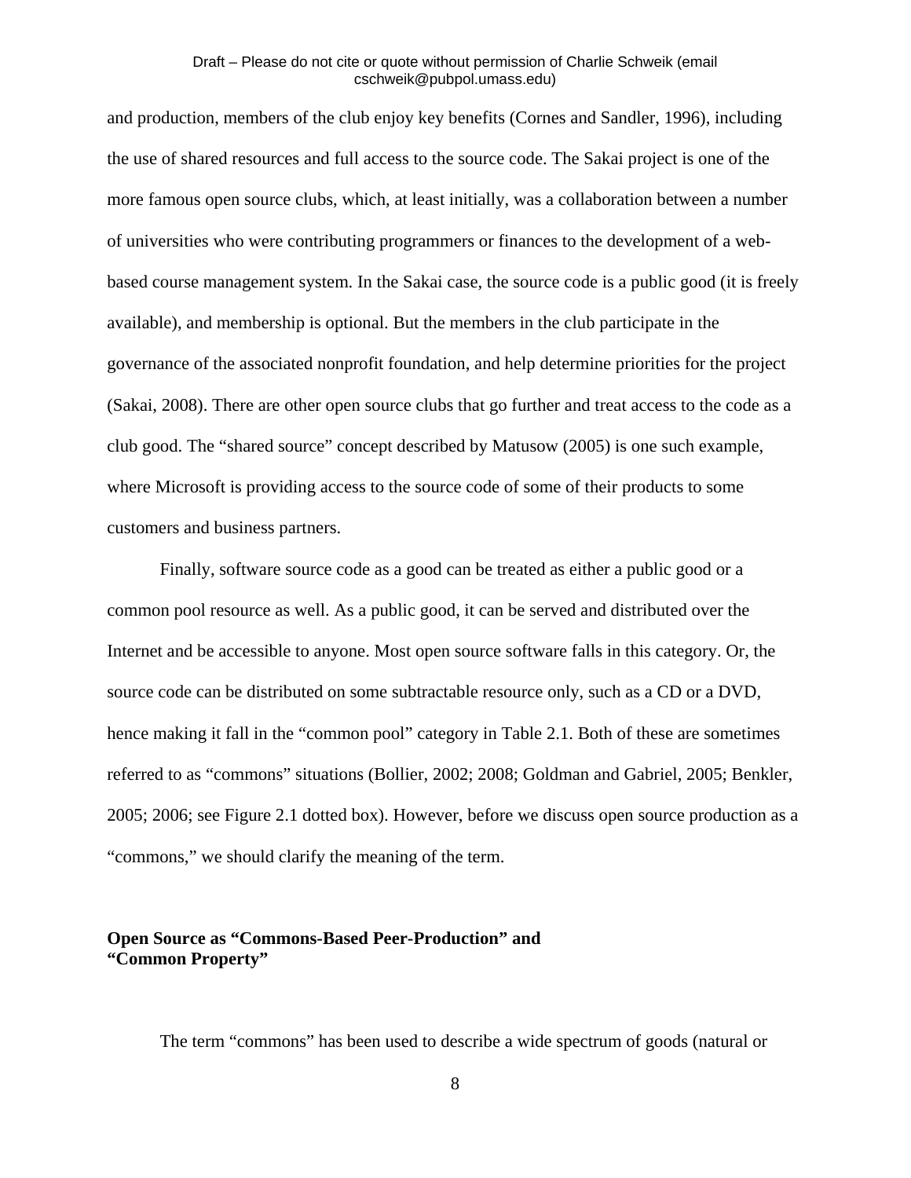and production, members of the club enjoy key benefits (Cornes and Sandler, 1996), including the use of shared resources and full access to the source code. The Sakai project is one of the more famous open source clubs, which, at least initially, was a collaboration between a number of universities who were contributing programmers or finances to the development of a web-based course management system. In the Sakai case, the source code is a public good (it is freely available), and membership is optional. But the members in the club participate in the governance of the associated nonprofit foundation, and help determine priorities for the project (Sakai, 2008). There are other open source clubs that go further and treat access to the code as a club good. The "shared source" concept described by Matusow (2005) is one such example, where Microsoft is providing access to the source code of some of their products to some customers and business partners.

Finally, software source code as a good can be treated as either a public good or a common pool resource as well. As a public good, it can be served and distributed over the Internet and be accessible to anyone. Most open source software falls in this category. Or, the source code can be distributed on some subtractable resource only, such as a CD or a DVD, hence making it fall in the "common pool" category in Table 2.1. Both of these are sometimes referred to as "commons" situations (Bollier, 2002; 2008; Goldman and Gabriel, 2005; Benkler, 2005; 2006; see Figure 2.1 dotted box). However, before we discuss open source production as a "commons," we should clarify the meaning of the term.

### Open Source as "Commons-Based Peer-Production" and "Common Property"

The term "commons" has been used to describe a wide spectrum of goods (natural or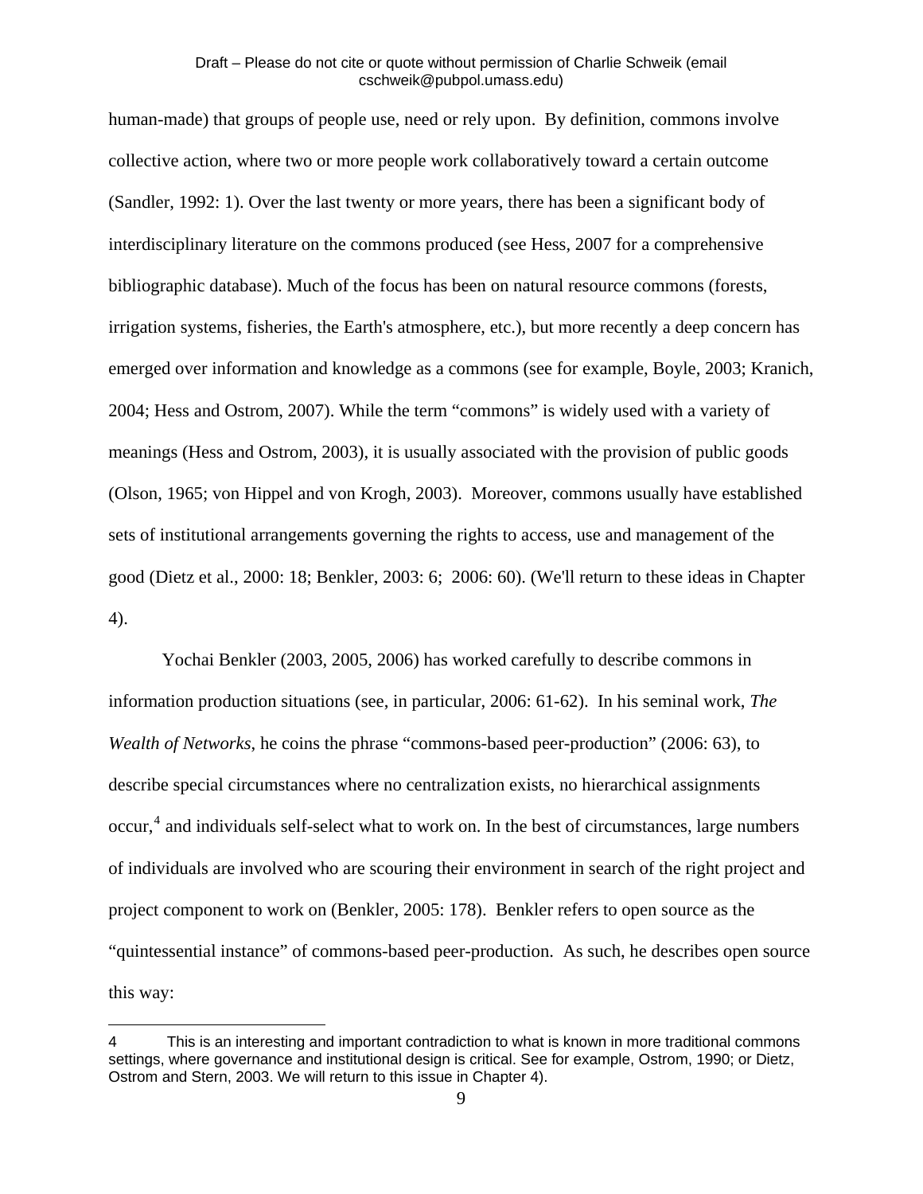human-made) that groups of people use, need or rely upon. By definition, commons involve collective action, where two or more people work collaboratively toward a certain outcome (Sandler, 1992: 1). Over the last twenty or more years, there has been a significant body of interdisciplinary literature on the commons produced (see Hess, 2007 for a comprehensive bibliographic database). Much of the focus has been on natural resource commons (forests, irrigation systems, fisheries, the Earth's atmosphere, etc.), but more recently a deep concern has emerged over information and knowledge as a commons (see for example, Boyle, 2003; Kranich, 2004; Hess and Ostrom, 2007). While the term "commons" is widely used with a variety of meanings (Hess and Ostrom, 2003), it is usually associated with the provision of public goods (Olson, 1965; von Hippel and von Krogh, 2003). Moreover, commons usually have established sets of institutional arrangements governing the rights to access, use and management of the good (Dietz et al., 2000: 18; Benkler, 2003: 6; 2006: 60). (We'll return to these ideas in Chapter 4).

Yochai Benkler (2003, 2005, 2006) has worked carefully to describe commons in information production situations (see, in particular, 2006: 61-62). In his seminal work, *The Wealth of Networks*, he coins the phrase "commons-based peer-production" (2006: 63), to describe special circumstances where no centralization exists, no hierarchical assignments occur,[4] and individuals self-select what to work on. In the best of circumstances, large numbers of individuals are involved who are scouring their environment in search of the right project and project component to work on (Benkler, 2005: 178). Benkler refers to open source as the "quintessential instance" of commons-based peer-production. As such, he describes open source this way:

---

4 This is an interesting and important contradiction to what is known in more traditional commons settings, where governance and institutional design is critical. See for example, Ostrom, 1990; or Dietz, Ostrom and Stern, 2003. We will return to this issue in Chapter 4).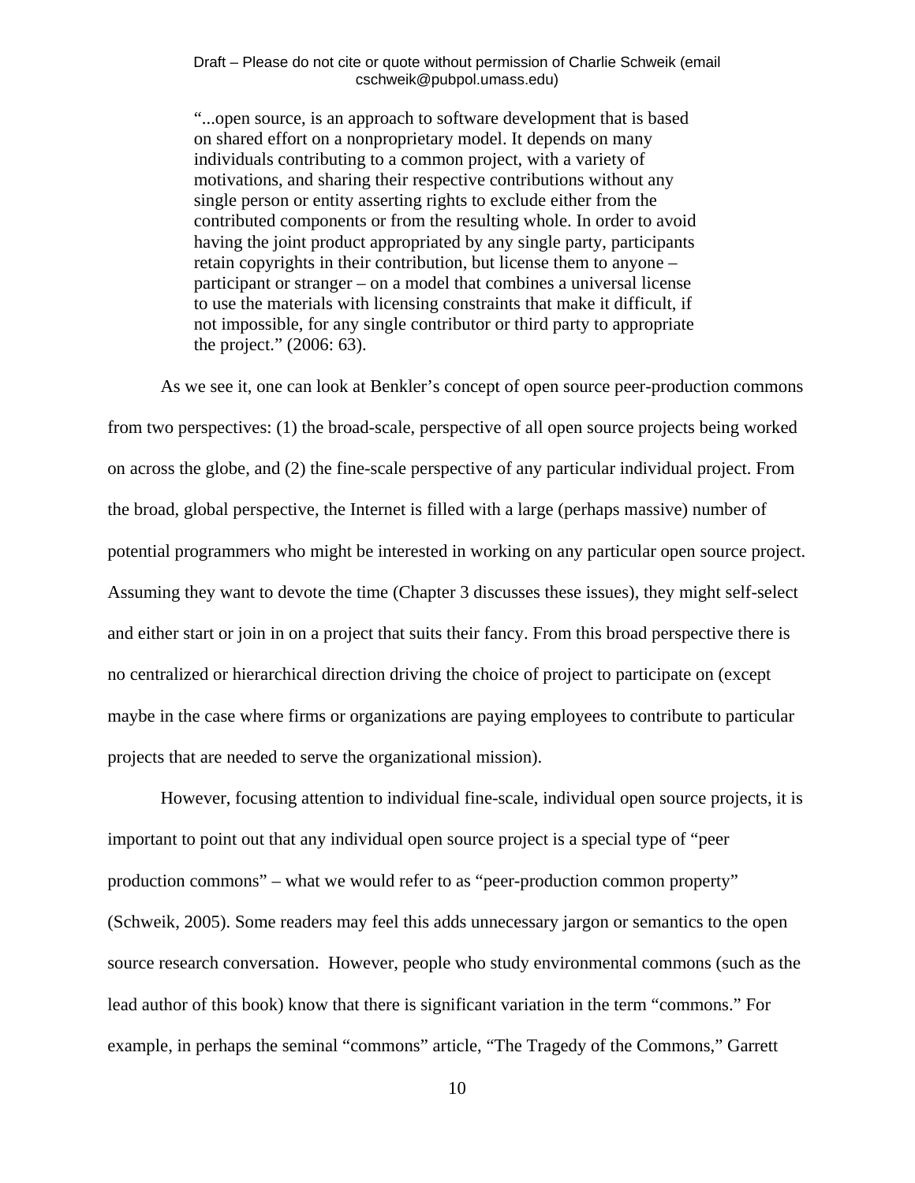> "...open source, is an approach to software development that is based on shared effort on a nonproprietary model. It depends on many individuals contributing to a common project, with a variety of motivations, and sharing their respective contributions without any single person or entity asserting rights to exclude either from the contributed components or from the resulting whole. In order to avoid having the joint product appropriated by any single party, participants retain copyrights in their contribution, but license them to anyone – participant or stranger – on a model that combines a universal license to use the materials with licensing constraints that make it difficult, if not impossible, for any single contributor or third party to appropriate the project." (2006: 63).

As we see it, one can look at Benkler's concept of open source peer-production commons from two perspectives: (1) the broad-scale, perspective of all open source projects being worked on across the globe, and (2) the fine-scale perspective of any particular individual project. From the broad, global perspective, the Internet is filled with a large (perhaps massive) number of potential programmers who might be interested in working on any particular open source project. Assuming they want to devote the time (Chapter 3 discusses these issues), they might self-select and either start or join in on a project that suits their fancy. From this broad perspective there is no centralized or hierarchical direction driving the choice of project to participate on (except maybe in the case where firms or organizations are paying employees to contribute to particular projects that are needed to serve the organizational mission).

However, focusing attention to individual fine-scale, individual open source projects, it is important to point out that any individual open source project is a special type of "peer production commons" – what we would refer to as "peer-production common property" (Schweik, 2005). Some readers may feel this adds unnecessary jargon or semantics to the open source research conversation. However, people who study environmental commons (such as the lead author of this book) know that there is significant variation in the term "commons." For example, in perhaps the seminal "commons" article, "The Tragedy of the Commons," Garrett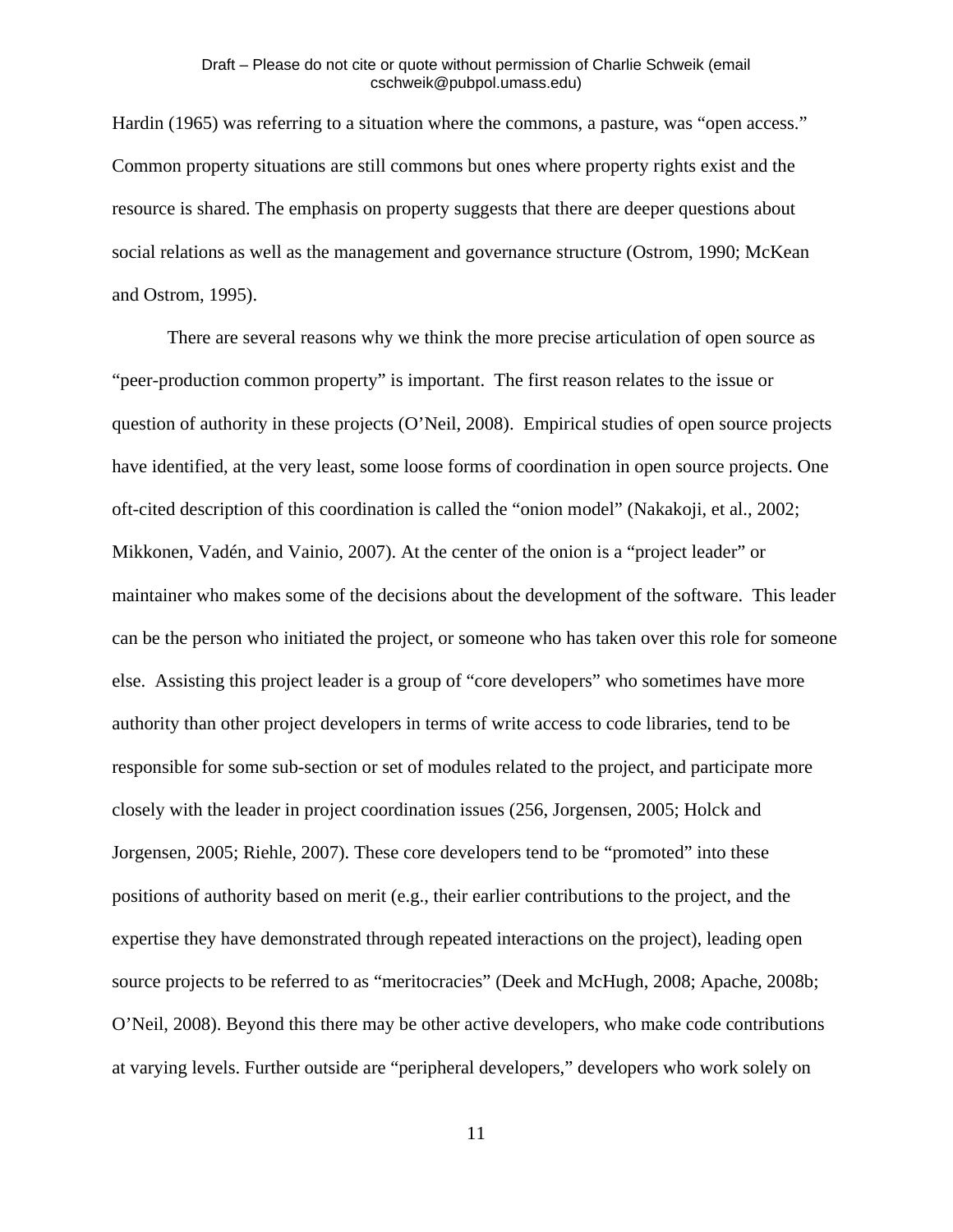Hardin (1965) was referring to a situation where the commons, a pasture, was “open access.” Common property situations are still commons but ones where property rights exist and the resource is shared. The emphasis on property suggests that there are deeper questions about social relations as well as the management and governance structure (Ostrom, 1990; McKean and Ostrom, 1995).

There are several reasons why we think the more precise articulation of open source as “peer-production common property” is important. The first reason relates to the issue or question of authority in these projects (O’Neil, 2008). Empirical studies of open source projects have identified, at the very least, some loose forms of coordination in open source projects. One oft-cited description of this coordination is called the “onion model” (Nakakoji, et al., 2002; Mikkonen, Vadén, and Vainio, 2007). At the center of the onion is a “project leader” or maintainer who makes some of the decisions about the development of the software. This leader can be the person who initiated the project, or someone who has taken over this role for someone else. Assisting this project leader is a group of “core developers” who sometimes have more authority than other project developers in terms of write access to code libraries, tend to be responsible for some sub-section or set of modules related to the project, and participate more closely with the leader in project coordination issues (256, Jorgensen, 2005; Holck and Jorgensen, 2005; Riehle, 2007). These core developers tend to be “promoted” into these positions of authority based on merit (e.g., their earlier contributions to the project, and the expertise they have demonstrated through repeated interactions on the project), leading open source projects to be referred to as “meritocracies” (Deek and McHugh, 2008; Apache, 2008b; O’Neil, 2008). Beyond this there may be other active developers, who make code contributions at varying levels. Further outside are “peripheral developers,” developers who work solely on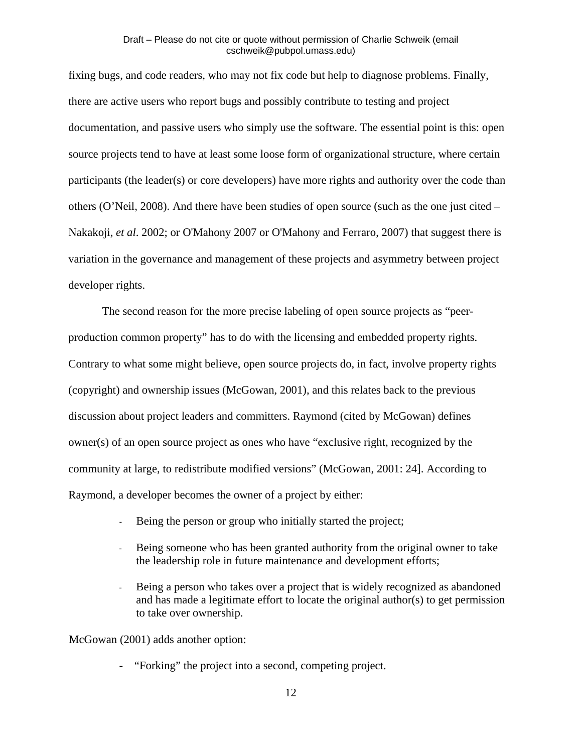fixing bugs, and code readers, who may not fix code but help to diagnose problems. Finally, there are active users who report bugs and possibly contribute to testing and project documentation, and passive users who simply use the software. The essential point is this: open source projects tend to have at least some loose form of organizational structure, where certain participants (the leader(s) or core developers) have more rights and authority over the code than others (O'Neil, 2008). And there have been studies of open source (such as the one just cited – Nakakoji, *et al*. 2002; or O'Mahony 2007 or O'Mahony and Ferraro, 2007) that suggest there is variation in the governance and management of these projects and asymmetry between project developer rights.

The second reason for the more precise labeling of open source projects as "peer-production common property" has to do with the licensing and embedded property rights. Contrary to what some might believe, open source projects do, in fact, involve property rights (copyright) and ownership issues (McGowan, 2001), and this relates back to the previous discussion about project leaders and committers. Raymond (cited by McGowan) defines owner(s) of an open source project as ones who have "exclusive right, recognized by the community at large, to redistribute modified versions" (McGowan, 2001: 24]. According to Raymond, a developer becomes the owner of a project by either:

- Being the person or group who initially started the project;
- Being someone who has been granted authority from the original owner to take the leadership role in future maintenance and development efforts;
- Being a person who takes over a project that is widely recognized as abandoned and has made a legitimate effort to locate the original author(s) to get permission to take over ownership.

McGowan (2001) adds another option:

- "Forking" the project into a second, competing project.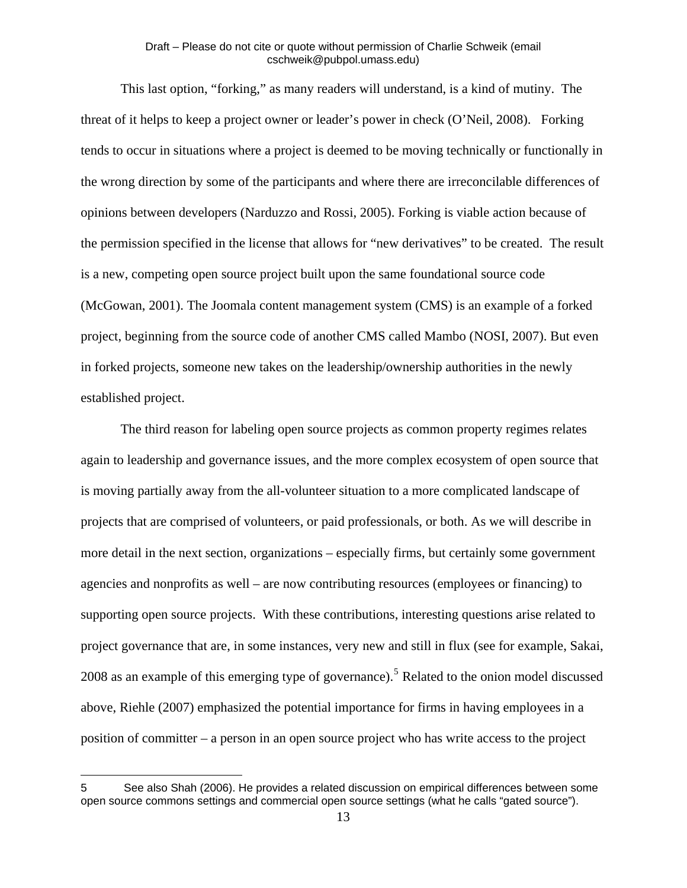This last option, "forking," as many readers will understand, is a kind of mutiny. The threat of it helps to keep a project owner or leader's power in check (O'Neil, 2008). Forking tends to occur in situations where a project is deemed to be moving technically or functionally in the wrong direction by some of the participants and where there are irreconcilable differences of opinions between developers (Narduzzo and Rossi, 2005). Forking is viable action because of the permission specified in the license that allows for "new derivatives" to be created. The result is a new, competing open source project built upon the same foundational source code (McGowan, 2001). The Joomala content management system (CMS) is an example of a forked project, beginning from the source code of another CMS called Mambo (NOSI, 2007). But even in forked projects, someone new takes on the leadership/ownership authorities in the newly established project.

The third reason for labeling open source projects as common property regimes relates again to leadership and governance issues, and the more complex ecosystem of open source that is moving partially away from the all-volunteer situation to a more complicated landscape of projects that are comprised of volunteers, or paid professionals, or both. As we will describe in more detail in the next section, organizations – especially firms, but certainly some government agencies and nonprofits as well – are now contributing resources (employees or financing) to supporting open source projects. With these contributions, interesting questions arise related to project governance that are, in some instances, very new and still in flux (see for example, Sakai, 2008 as an example of this emerging type of governance).[5] Related to the onion model discussed above, Riehle (2007) emphasized the potential importance for firms in having employees in a position of committer – a person in an open source project who has write access to the project

---

5 See also Shah (2006). He provides a related discussion on empirical differences between some open source commons settings and commercial open source settings (what he calls "gated source").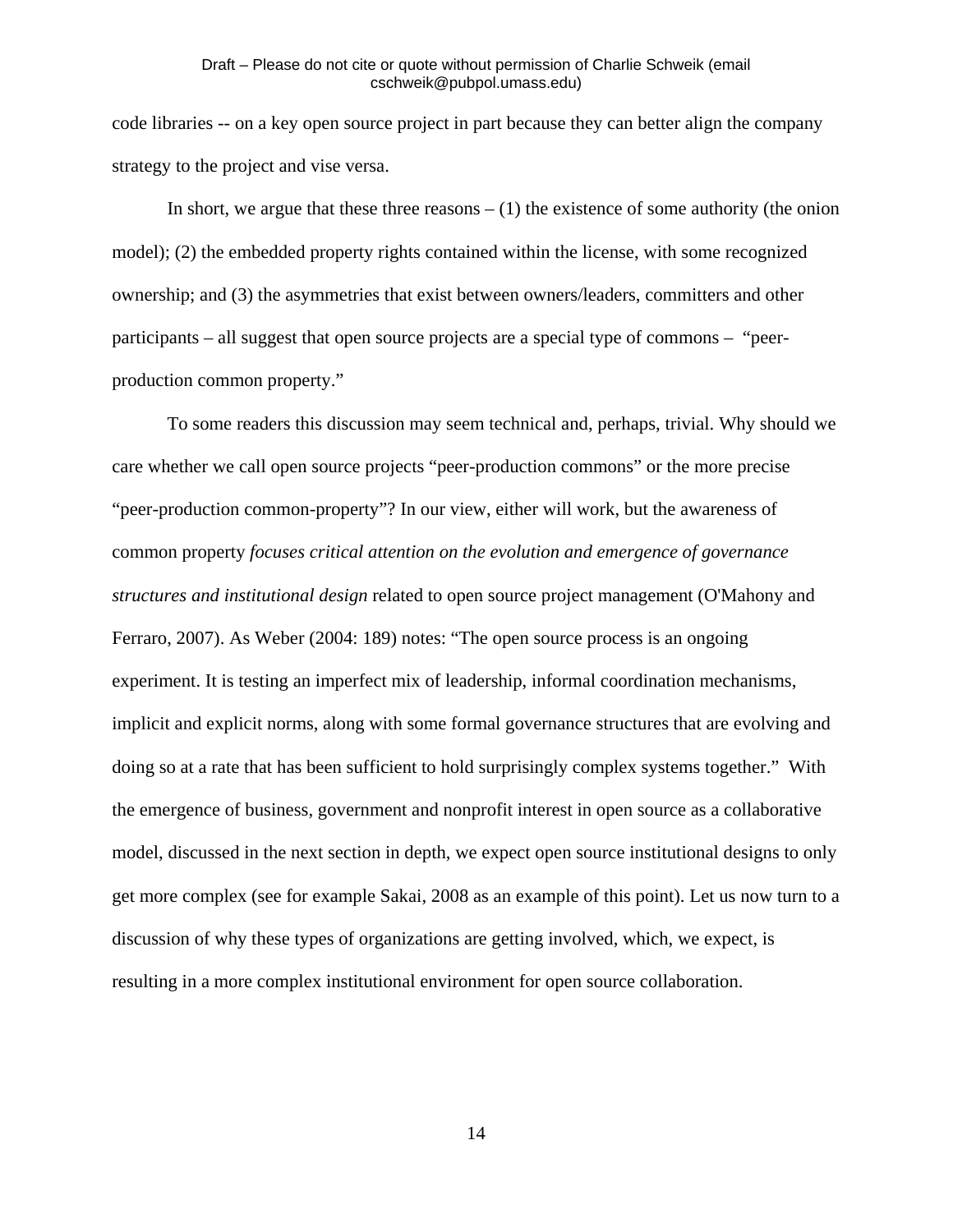code libraries -- on a key open source project in part because they can better align the company strategy to the project and vise versa.

In short, we argue that these three reasons – (1) the existence of some authority (the onion model); (2) the embedded property rights contained within the license, with some recognized ownership; and (3) the asymmetries that exist between owners/leaders, committers and other participants – all suggest that open source projects are a special type of commons – "peer-production common property."

To some readers this discussion may seem technical and, perhaps, trivial. Why should we care whether we call open source projects "peer-production commons" or the more precise "peer-production common-property"? In our view, either will work, but the awareness of common property *focuses critical attention on the evolution and emergence of governance structures and institutional design* related to open source project management (O'Mahony and Ferraro, 2007). As Weber (2004: 189) notes: "The open source process is an ongoing experiment. It is testing an imperfect mix of leadership, informal coordination mechanisms, implicit and explicit norms, along with some formal governance structures that are evolving and doing so at a rate that has been sufficient to hold surprisingly complex systems together." With the emergence of business, government and nonprofit interest in open source as a collaborative model, discussed in the next section in depth, we expect open source institutional designs to only get more complex (see for example Sakai, 2008 as an example of this point). Let us now turn to a discussion of why these types of organizations are getting involved, which, we expect, is resulting in a more complex institutional environment for open source collaboration.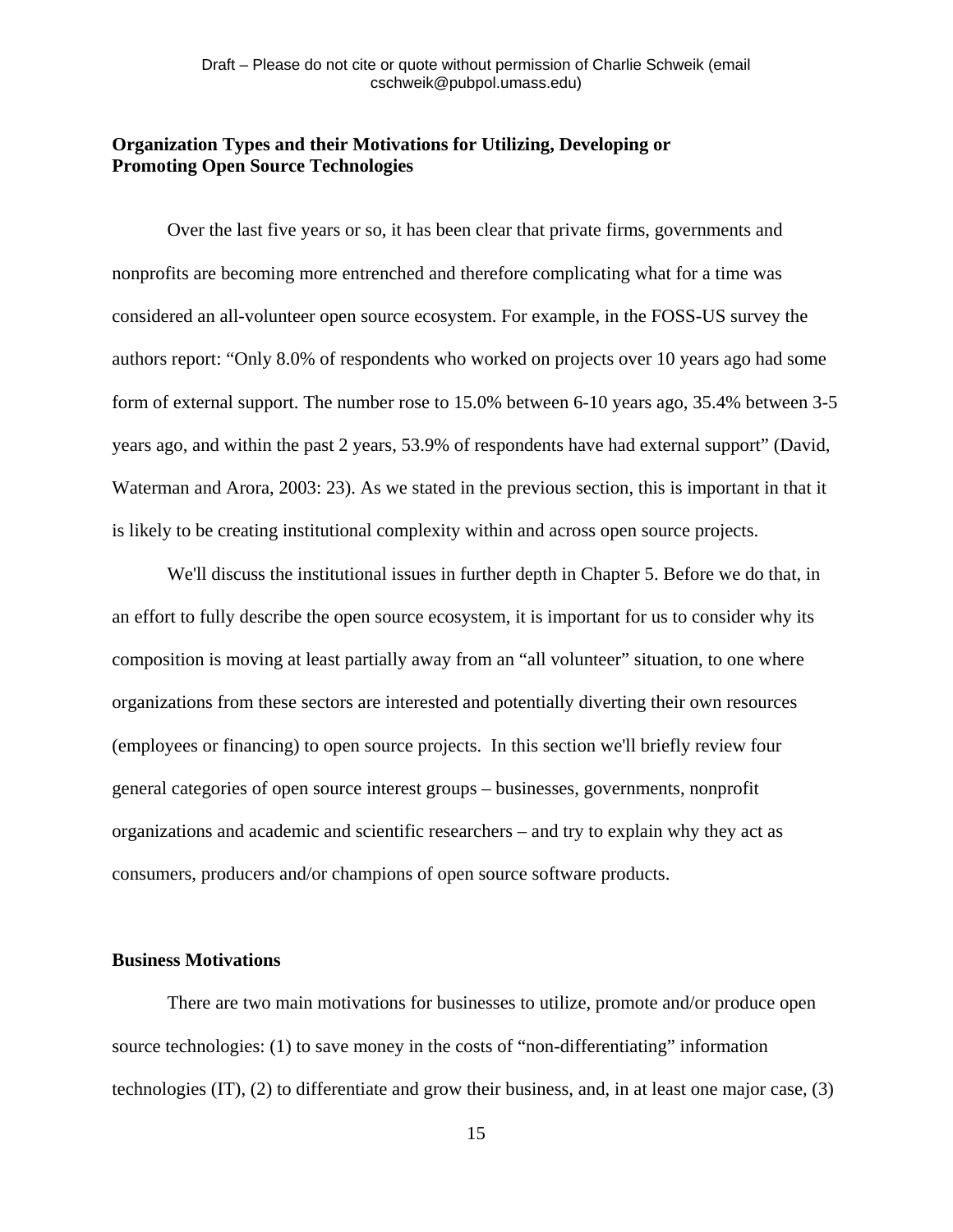**Organization Types and their Motivations for Utilizing, Developing or Promoting Open Source Technologies**

Over the last five years or so, it has been clear that private firms, governments and nonprofits are becoming more entrenched and therefore complicating what for a time was considered an all-volunteer open source ecosystem. For example, in the FOSS-US survey the authors report: "Only 8.0% of respondents who worked on projects over 10 years ago had some form of external support. The number rose to 15.0% between 6-10 years ago, 35.4% between 3-5 years ago, and within the past 2 years, 53.9% of respondents have had external support" (David, Waterman and Arora, 2003: 23). As we stated in the previous section, this is important in that it is likely to be creating institutional complexity within and across open source projects.

We'll discuss the institutional issues in further depth in Chapter 5. Before we do that, in an effort to fully describe the open source ecosystem, it is important for us to consider why its composition is moving at least partially away from an "all volunteer" situation, to one where organizations from these sectors are interested and potentially diverting their own resources (employees or financing) to open source projects. In this section we'll briefly review four general categories of open source interest groups – businesses, governments, nonprofit organizations and academic and scientific researchers – and try to explain why they act as consumers, producers and/or champions of open source software products.

**Business Motivations**

There are two main motivations for businesses to utilize, promote and/or produce open source technologies: (1) to save money in the costs of "non-differentiating" information technologies (IT), (2) to differentiate and grow their business, and, in at least one major case, (3)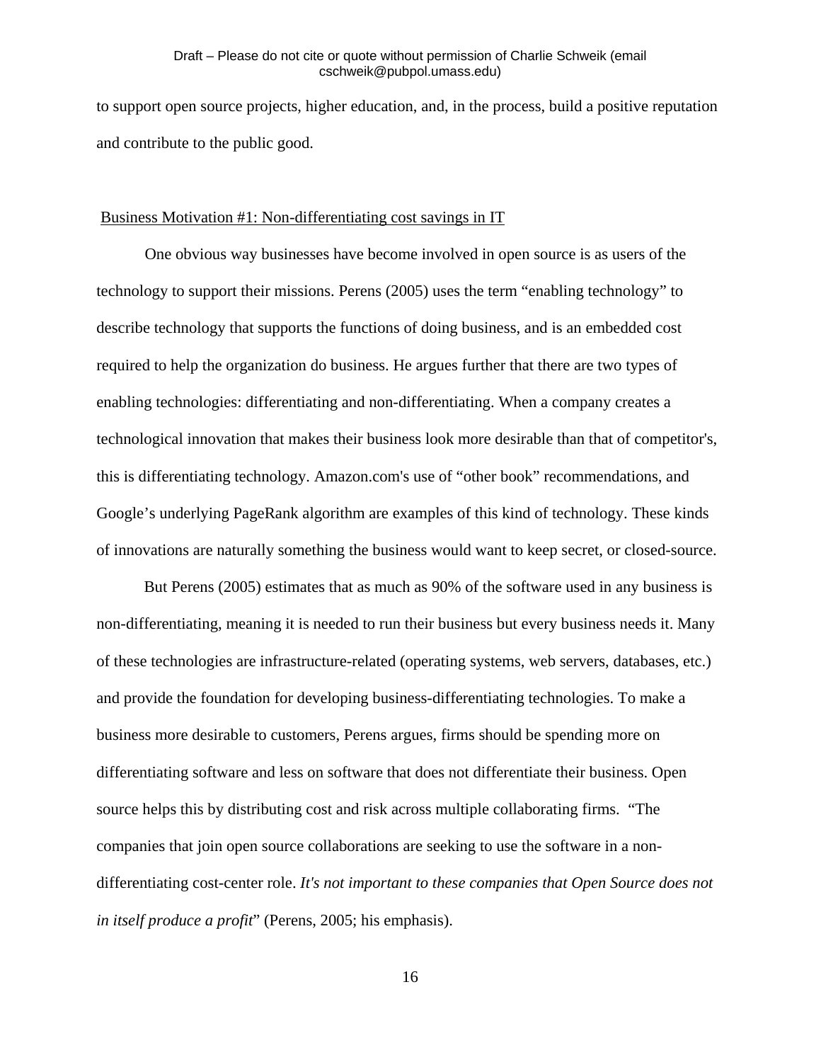to support open source projects, higher education, and, in the process, build a positive reputation and contribute to the public good.

Business Motivation #1: Non-differentiating cost savings in IT

One obvious way businesses have become involved in open source is as users of the technology to support their missions. Perens (2005) uses the term "enabling technology" to describe technology that supports the functions of doing business, and is an embedded cost required to help the organization do business. He argues further that there are two types of enabling technologies: differentiating and non-differentiating. When a company creates a technological innovation that makes their business look more desirable than that of competitor's, this is differentiating technology. Amazon.com's use of "other book" recommendations, and Google's underlying PageRank algorithm are examples of this kind of technology. These kinds of innovations are naturally something the business would want to keep secret, or closed-source.

But Perens (2005) estimates that as much as 90% of the software used in any business is non-differentiating, meaning it is needed to run their business but every business needs it. Many of these technologies are infrastructure-related (operating systems, web servers, databases, etc.) and provide the foundation for developing business-differentiating technologies. To make a business more desirable to customers, Perens argues, firms should be spending more on differentiating software and less on software that does not differentiate their business. Open source helps this by distributing cost and risk across multiple collaborating firms. "The companies that join open source collaborations are seeking to use the software in a non-differentiating cost-center role. *It's not important to these companies that Open Source does not in itself produce a profit*" (Perens, 2005; his emphasis).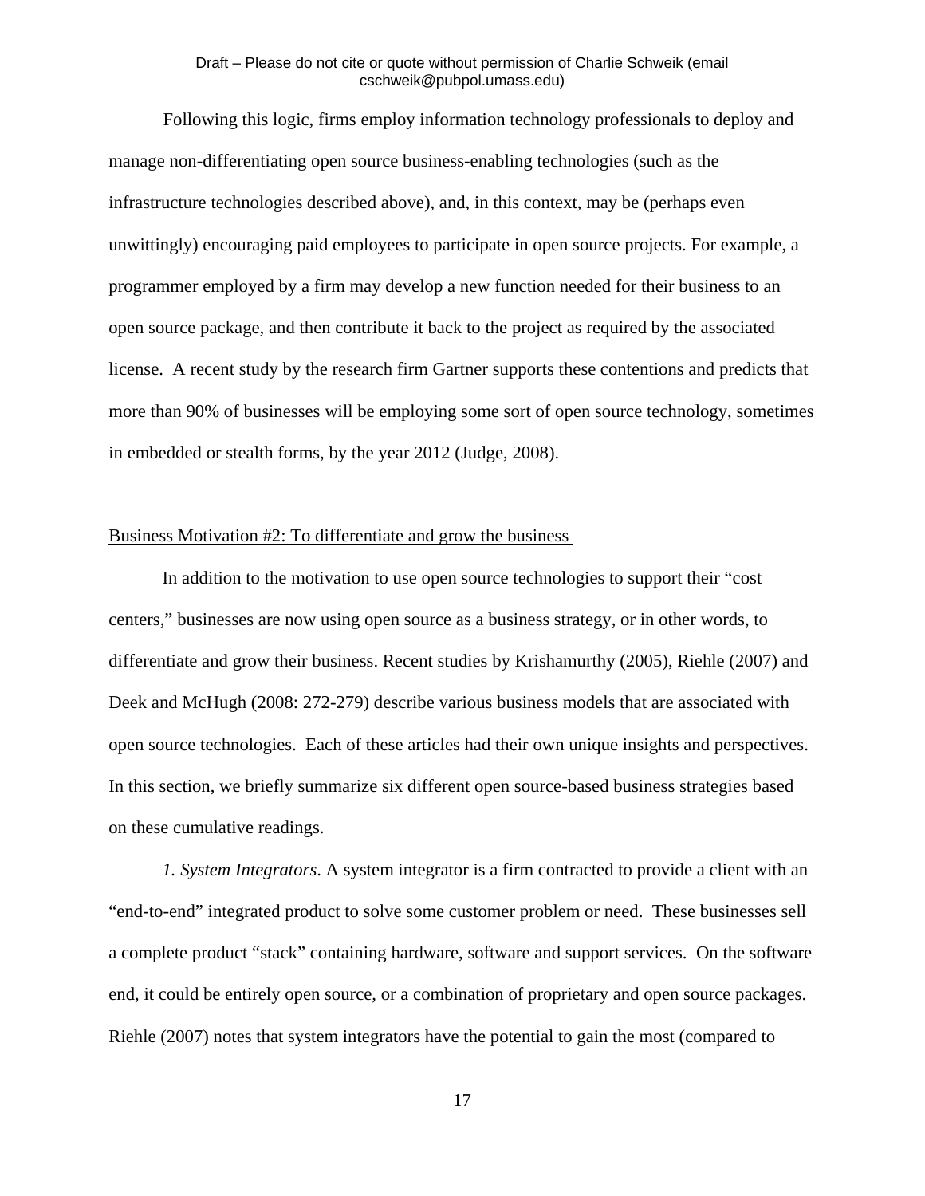Following this logic, firms employ information technology professionals to deploy and manage non-differentiating open source business-enabling technologies (such as the infrastructure technologies described above), and, in this context, may be (perhaps even unwittingly) encouraging paid employees to participate in open source projects. For example, a programmer employed by a firm may develop a new function needed for their business to an open source package, and then contribute it back to the project as required by the associated license. A recent study by the research firm Gartner supports these contentions and predicts that more than 90% of businesses will be employing some sort of open source technology, sometimes in embedded or stealth forms, by the year 2012 (Judge, 2008).

Business Motivation #2: To differentiate and grow the business

In addition to the motivation to use open source technologies to support their "cost centers," businesses are now using open source as a business strategy, or in other words, to differentiate and grow their business. Recent studies by Krishamurthy (2005), Riehle (2007) and Deek and McHugh (2008: 272-279) describe various business models that are associated with open source technologies. Each of these articles had their own unique insights and perspectives. In this section, we briefly summarize six different open source-based business strategies based on these cumulative readings.

*1. System Integrators*. A system integrator is a firm contracted to provide a client with an "end-to-end" integrated product to solve some customer problem or need. These businesses sell a complete product "stack" containing hardware, software and support services. On the software end, it could be entirely open source, or a combination of proprietary and open source packages. Riehle (2007) notes that system integrators have the potential to gain the most (compared to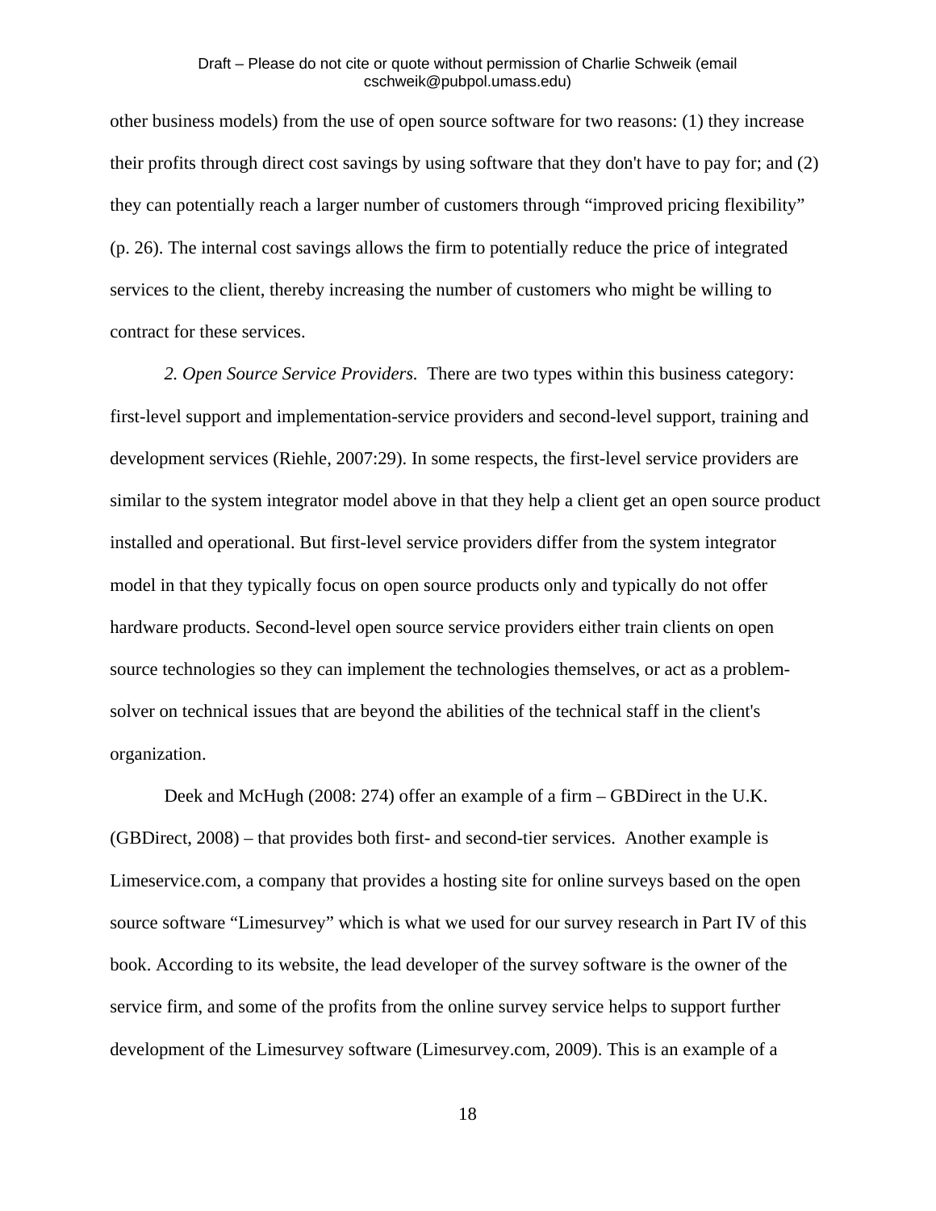other business models) from the use of open source software for two reasons: (1) they increase their profits through direct cost savings by using software that they don't have to pay for; and (2) they can potentially reach a larger number of customers through "improved pricing flexibility" (p. 26). The internal cost savings allows the firm to potentially reduce the price of integrated services to the client, thereby increasing the number of customers who might be willing to contract for these services.

*2. Open Source Service Providers.* There are two types within this business category: first-level support and implementation-service providers and second-level support, training and development services (Riehle, 2007:29). In some respects, the first-level service providers are similar to the system integrator model above in that they help a client get an open source product installed and operational. But first-level service providers differ from the system integrator model in that they typically focus on open source products only and typically do not offer hardware products. Second-level open source service providers either train clients on open source technologies so they can implement the technologies themselves, or act as a problem-solver on technical issues that are beyond the abilities of the technical staff in the client's organization.

Deek and McHugh (2008: 274) offer an example of a firm – GBDirect in the U.K. (GBDirect, 2008) – that provides both first- and second-tier services. Another example is Limeservice.com, a company that provides a hosting site for online surveys based on the open source software "Limesurvey" which is what we used for our survey research in Part IV of this book. According to its website, the lead developer of the survey software is the owner of the service firm, and some of the profits from the online survey service helps to support further development of the Limesurvey software (Limesurvey.com, 2009). This is an example of a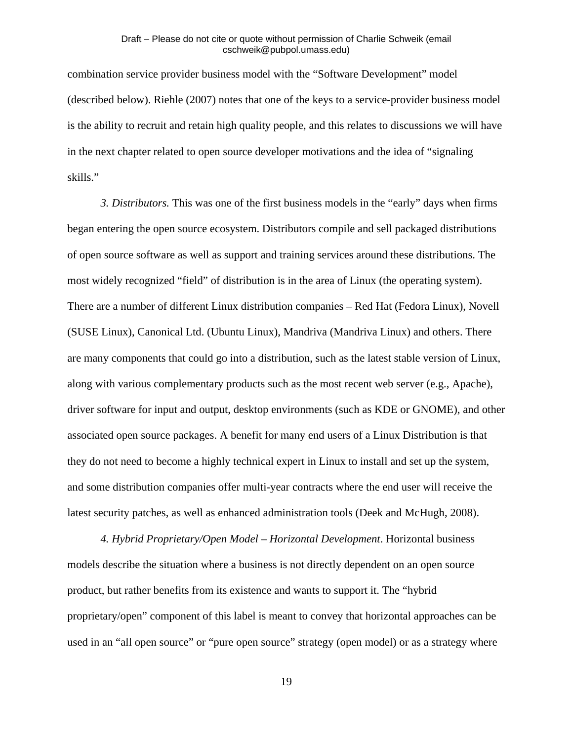combination service provider business model with the “Software Development” model (described below). Riehle (2007) notes that one of the keys to a service-provider business model is the ability to recruit and retain high quality people, and this relates to discussions we will have in the next chapter related to open source developer motivations and the idea of “signaling skills.”

*3. Distributors.* This was one of the first business models in the “early” days when firms began entering the open source ecosystem. Distributors compile and sell packaged distributions of open source software as well as support and training services around these distributions. The most widely recognized “field” of distribution is in the area of Linux (the operating system). There are a number of different Linux distribution companies – Red Hat (Fedora Linux), Novell (SUSE Linux), Canonical Ltd. (Ubuntu Linux), Mandriva (Mandriva Linux) and others. There are many components that could go into a distribution, such as the latest stable version of Linux, along with various complementary products such as the most recent web server (e.g., Apache), driver software for input and output, desktop environments (such as KDE or GNOME), and other associated open source packages. A benefit for many end users of a Linux Distribution is that they do not need to become a highly technical expert in Linux to install and set up the system, and some distribution companies offer multi-year contracts where the end user will receive the latest security patches, as well as enhanced administration tools (Deek and McHugh, 2008).

*4. Hybrid Proprietary/Open Model – Horizontal Development*. Horizontal business models describe the situation where a business is not directly dependent on an open source product, but rather benefits from its existence and wants to support it. The “hybrid proprietary/open” component of this label is meant to convey that horizontal approaches can be used in an “all open source” or “pure open source” strategy (open model) or as a strategy where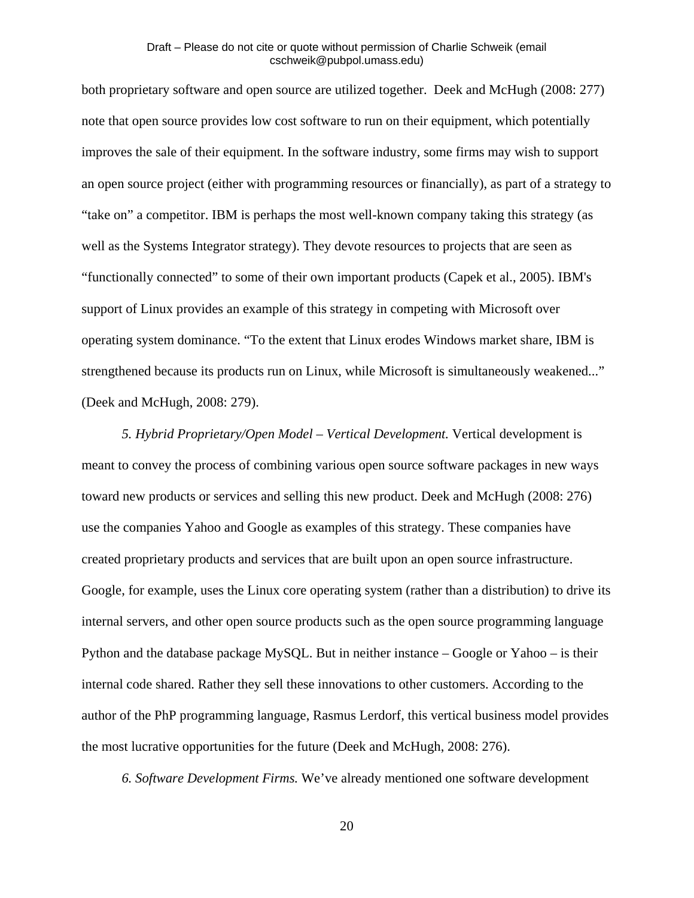both proprietary software and open source are utilized together. Deek and McHugh (2008: 277) note that open source provides low cost software to run on their equipment, which potentially improves the sale of their equipment. In the software industry, some firms may wish to support an open source project (either with programming resources or financially), as part of a strategy to "take on" a competitor. IBM is perhaps the most well-known company taking this strategy (as well as the Systems Integrator strategy). They devote resources to projects that are seen as "functionally connected" to some of their own important products (Capek et al., 2005). IBM's support of Linux provides an example of this strategy in competing with Microsoft over operating system dominance. "To the extent that Linux erodes Windows market share, IBM is strengthened because its products run on Linux, while Microsoft is simultaneously weakened..." (Deek and McHugh, 2008: 279).

*5. Hybrid Proprietary/Open Model – Vertical Development.* Vertical development is meant to convey the process of combining various open source software packages in new ways toward new products or services and selling this new product. Deek and McHugh (2008: 276) use the companies Yahoo and Google as examples of this strategy. These companies have created proprietary products and services that are built upon an open source infrastructure. Google, for example, uses the Linux core operating system (rather than a distribution) to drive its internal servers, and other open source products such as the open source programming language Python and the database package MySQL. But in neither instance – Google or Yahoo – is their internal code shared. Rather they sell these innovations to other customers. According to the author of the PhP programming language, Rasmus Lerdorf, this vertical business model provides the most lucrative opportunities for the future (Deek and McHugh, 2008: 276).

*6. Software Development Firms.* We've already mentioned one software development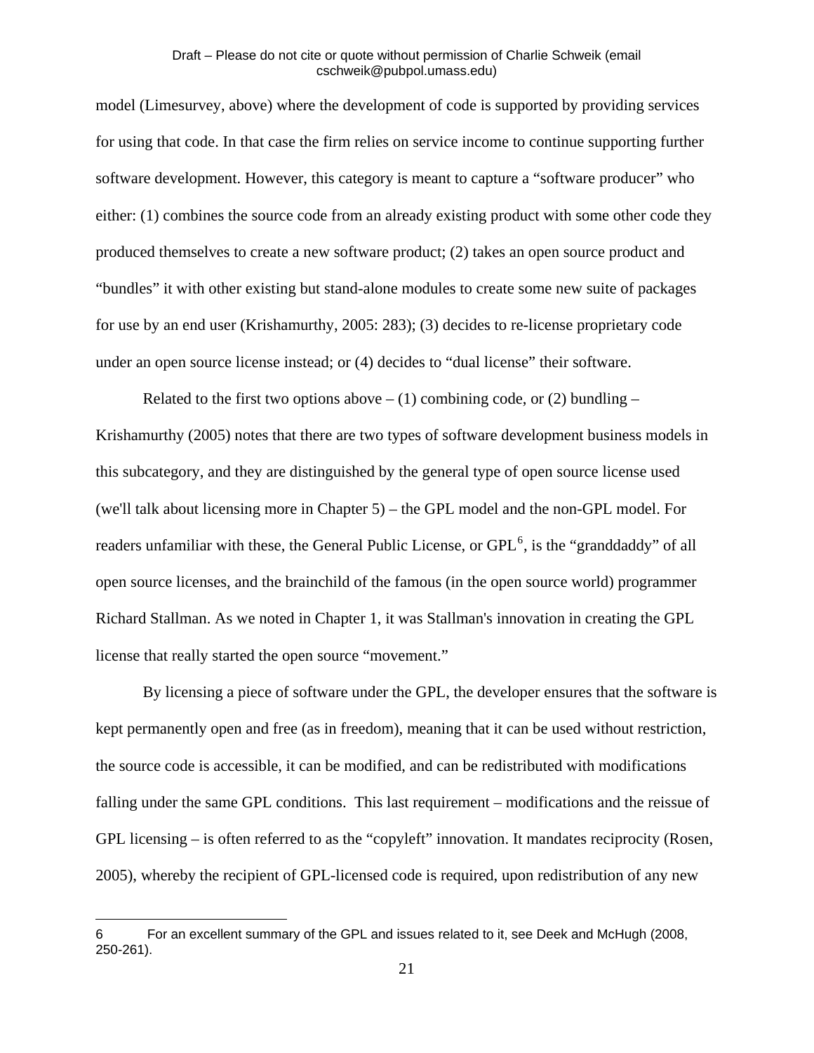model (Limesurvey, above) where the development of code is supported by providing services for using that code. In that case the firm relies on service income to continue supporting further software development. However, this category is meant to capture a "software producer" who either: (1) combines the source code from an already existing product with some other code they produced themselves to create a new software product; (2) takes an open source product and "bundles" it with other existing but stand-alone modules to create some new suite of packages for use by an end user (Krishamurthy, 2005: 283); (3) decides to re-license proprietary code under an open source license instead; or (4) decides to "dual license" their software.

Related to the first two options above – (1) combining code, or (2) bundling – Krishamurthy (2005) notes that there are two types of software development business models in this subcategory, and they are distinguished by the general type of open source license used (we'll talk about licensing more in Chapter 5) – the GPL model and the non-GPL model. For readers unfamiliar with these, the General Public License, or GPL[6], is the "granddaddy" of all open source licenses, and the brainchild of the famous (in the open source world) programmer Richard Stallman. As we noted in Chapter 1, it was Stallman's innovation in creating the GPL license that really started the open source "movement."

By licensing a piece of software under the GPL, the developer ensures that the software is kept permanently open and free (as in freedom), meaning that it can be used without restriction, the source code is accessible, it can be modified, and can be redistributed with modifications falling under the same GPL conditions. This last requirement – modifications and the reissue of GPL licensing – is often referred to as the "copyleft" innovation. It mandates reciprocity (Rosen, 2005), whereby the recipient of GPL-licensed code is required, upon redistribution of any new

---

6 For an excellent summary of the GPL and issues related to it, see Deek and McHugh (2008, 250-261).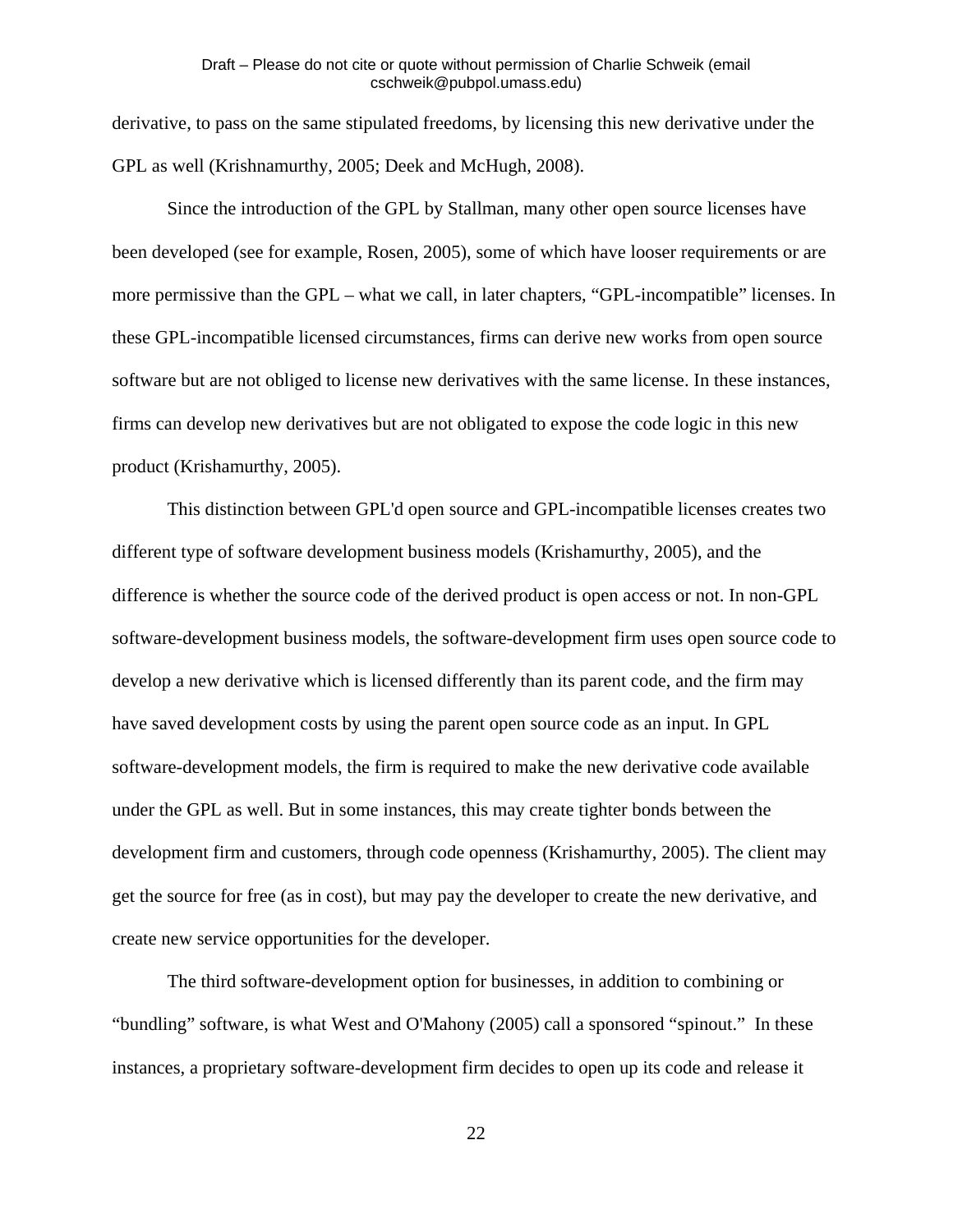derivative, to pass on the same stipulated freedoms, by licensing this new derivative under the GPL as well (Krishnamurthy, 2005; Deek and McHugh, 2008).

Since the introduction of the GPL by Stallman, many other open source licenses have been developed (see for example, Rosen, 2005), some of which have looser requirements or are more permissive than the GPL – what we call, in later chapters, “GPL-incompatible” licenses. In these GPL-incompatible licensed circumstances, firms can derive new works from open source software but are not obliged to license new derivatives with the same license. In these instances, firms can develop new derivatives but are not obligated to expose the code logic in this new product (Krishamurthy, 2005).

This distinction between GPL'd open source and GPL-incompatible licenses creates two different type of software development business models (Krishamurthy, 2005), and the difference is whether the source code of the derived product is open access or not. In non-GPL software-development business models, the software-development firm uses open source code to develop a new derivative which is licensed differently than its parent code, and the firm may have saved development costs by using the parent open source code as an input. In GPL software-development models, the firm is required to make the new derivative code available under the GPL as well. But in some instances, this may create tighter bonds between the development firm and customers, through code openness (Krishamurthy, 2005). The client may get the source for free (as in cost), but may pay the developer to create the new derivative, and create new service opportunities for the developer.

The third software-development option for businesses, in addition to combining or “bundling” software, is what West and O'Mahony (2005) call a sponsored “spinout.” In these instances, a proprietary software-development firm decides to open up its code and release it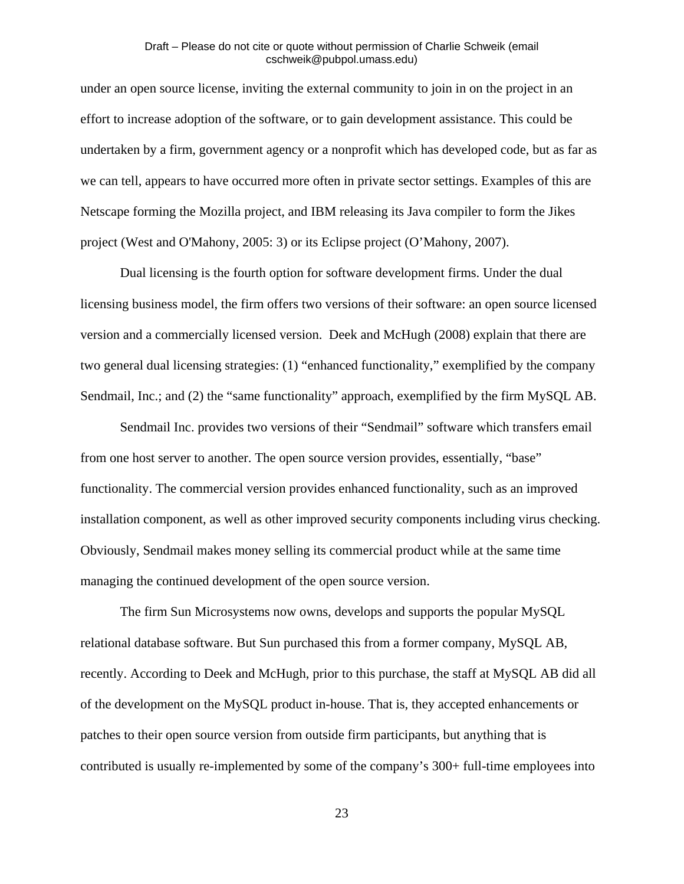under an open source license, inviting the external community to join in on the project in an effort to increase adoption of the software, or to gain development assistance. This could be undertaken by a firm, government agency or a nonprofit which has developed code, but as far as we can tell, appears to have occurred more often in private sector settings. Examples of this are Netscape forming the Mozilla project, and IBM releasing its Java compiler to form the Jikes project (West and O'Mahony, 2005: 3) or its Eclipse project (O'Mahony, 2007).

Dual licensing is the fourth option for software development firms. Under the dual licensing business model, the firm offers two versions of their software: an open source licensed version and a commercially licensed version. Deek and McHugh (2008) explain that there are two general dual licensing strategies: (1) "enhanced functionality," exemplified by the company Sendmail, Inc.; and (2) the "same functionality" approach, exemplified by the firm MySQL AB.

Sendmail Inc. provides two versions of their "Sendmail" software which transfers email from one host server to another. The open source version provides, essentially, "base" functionality. The commercial version provides enhanced functionality, such as an improved installation component, as well as other improved security components including virus checking. Obviously, Sendmail makes money selling its commercial product while at the same time managing the continued development of the open source version.

The firm Sun Microsystems now owns, develops and supports the popular MySQL relational database software. But Sun purchased this from a former company, MySQL AB, recently. According to Deek and McHugh, prior to this purchase, the staff at MySQL AB did all of the development on the MySQL product in-house. That is, they accepted enhancements or patches to their open source version from outside firm participants, but anything that is contributed is usually re-implemented by some of the company's 300+ full-time employees into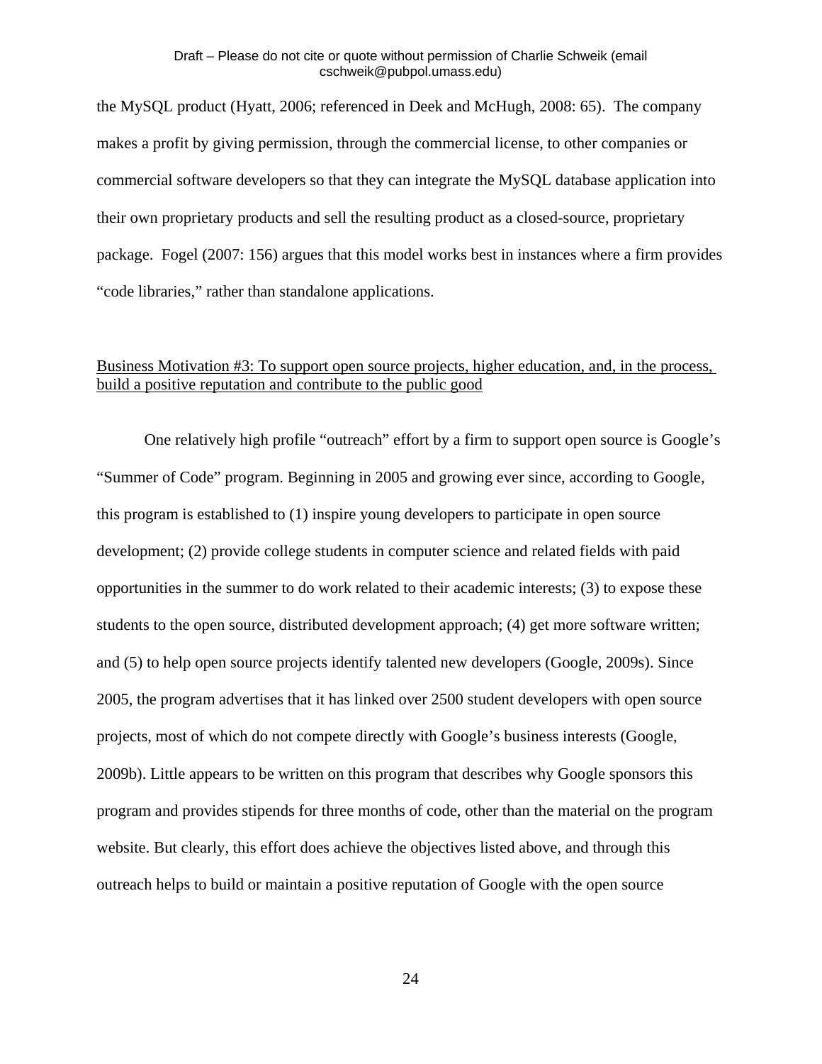the MySQL product (Hyatt, 2006; referenced in Deek and McHugh, 2008: 65). The company makes a profit by giving permission, through the commercial license, to other companies or commercial software developers so that they can integrate the MySQL database application into their own proprietary products and sell the resulting product as a closed-source, proprietary package. Fogel (2007: 156) argues that this model works best in instances where a firm provides "code libraries," rather than standalone applications.

<u>Business Motivation #3: To support open source projects, higher education, and, in the process, build a positive reputation and contribute to the public good</u>

One relatively high profile "outreach" effort by a firm to support open source is Google's "Summer of Code" program. Beginning in 2005 and growing ever since, according to Google, this program is established to (1) inspire young developers to participate in open source development; (2) provide college students in computer science and related fields with paid opportunities in the summer to do work related to their academic interests; (3) to expose these students to the open source, distributed development approach; (4) get more software written; and (5) to help open source projects identify talented new developers (Google, 2009s). Since 2005, the program advertises that it has linked over 2500 student developers with open source projects, most of which do not compete directly with Google's business interests (Google, 2009b). Little appears to be written on this program that describes why Google sponsors this program and provides stipends for three months of code, other than the material on the program website. But clearly, this effort does achieve the objectives listed above, and through this outreach helps to build or maintain a positive reputation of Google with the open source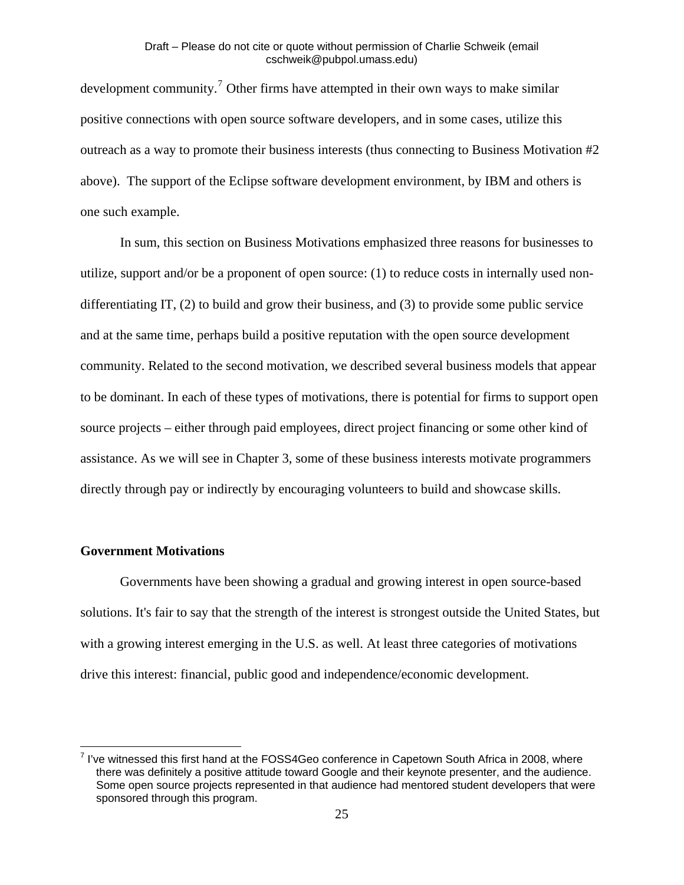development community.[7] Other firms have attempted in their own ways to make similar positive connections with open source software developers, and in some cases, utilize this outreach as a way to promote their business interests (thus connecting to Business Motivation #2 above). The support of the Eclipse software development environment, by IBM and others is one such example.

In sum, this section on Business Motivations emphasized three reasons for businesses to utilize, support and/or be a proponent of open source: (1) to reduce costs in internally used non-differentiating IT, (2) to build and grow their business, and (3) to provide some public service and at the same time, perhaps build a positive reputation with the open source development community. Related to the second motivation, we described several business models that appear to be dominant. In each of these types of motivations, there is potential for firms to support open source projects – either through paid employees, direct project financing or some other kind of assistance. As we will see in Chapter 3, some of these business interests motivate programmers directly through pay or indirectly by encouraging volunteers to build and showcase skills.

**Government Motivations**

Governments have been showing a gradual and growing interest in open source-based solutions. It's fair to say that the strength of the interest is strongest outside the United States, but with a growing interest emerging in the U.S. as well. At least three categories of motivations drive this interest: financial, public good and independence/economic development.

[7] I've witnessed this first hand at the FOSS4Geo conference in Capetown South Africa in 2008, where there was definitely a positive attitude toward Google and their keynote presenter, and the audience. Some open source projects represented in that audience had mentored student developers that were sponsored through this program.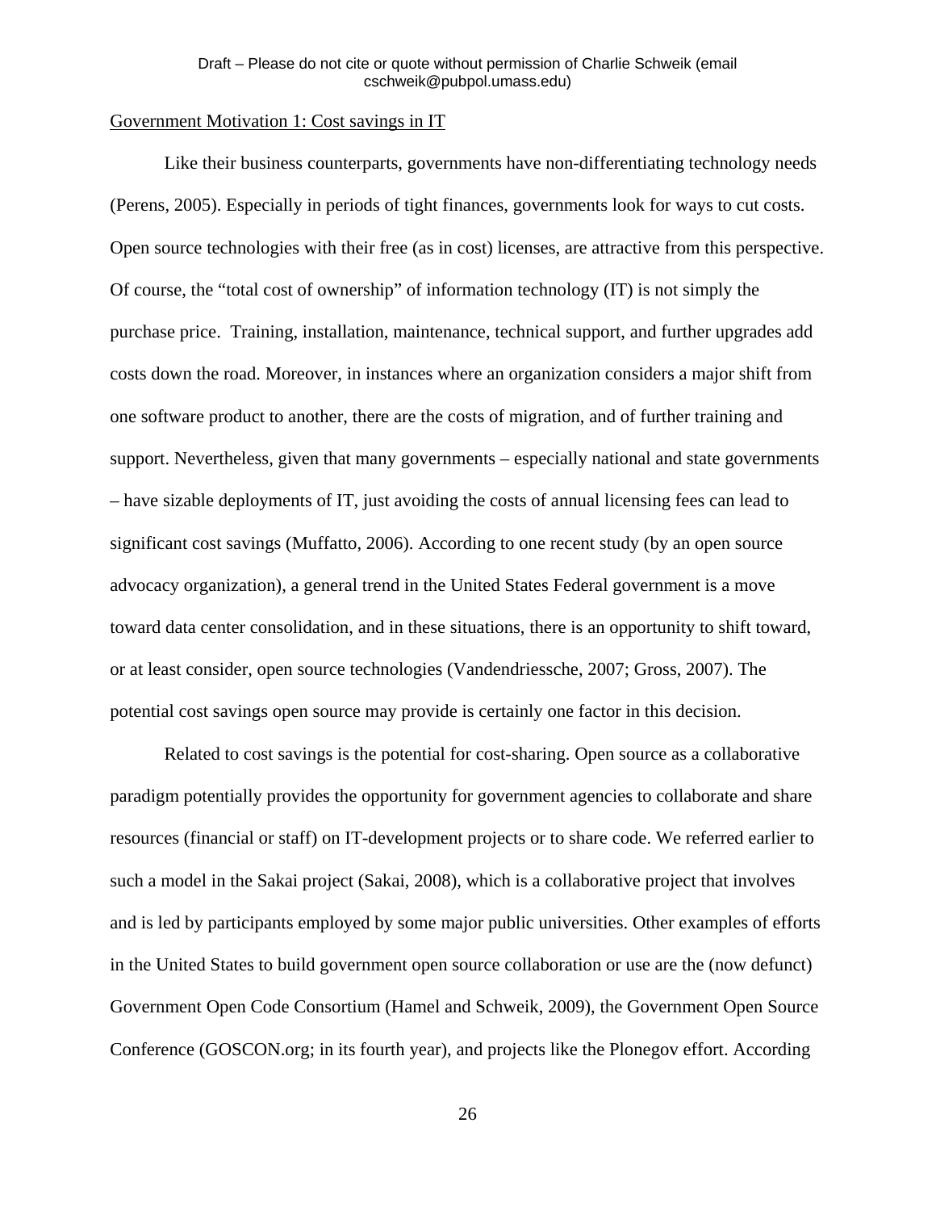<u>Government Motivation 1: Cost savings in IT</u>

Like their business counterparts, governments have non-differentiating technology needs (Perens, 2005). Especially in periods of tight finances, governments look for ways to cut costs. Open source technologies with their free (as in cost) licenses, are attractive from this perspective. Of course, the "total cost of ownership" of information technology (IT) is not simply the purchase price. Training, installation, maintenance, technical support, and further upgrades add costs down the road. Moreover, in instances where an organization considers a major shift from one software product to another, there are the costs of migration, and of further training and support. Nevertheless, given that many governments – especially national and state governments – have sizable deployments of IT, just avoiding the costs of annual licensing fees can lead to significant cost savings (Muffatto, 2006). According to one recent study (by an open source advocacy organization), a general trend in the United States Federal government is a move toward data center consolidation, and in these situations, there is an opportunity to shift toward, or at least consider, open source technologies (Vandendriessche, 2007; Gross, 2007). The potential cost savings open source may provide is certainly one factor in this decision.

Related to cost savings is the potential for cost-sharing. Open source as a collaborative paradigm potentially provides the opportunity for government agencies to collaborate and share resources (financial or staff) on IT-development projects or to share code. We referred earlier to such a model in the Sakai project (Sakai, 2008), which is a collaborative project that involves and is led by participants employed by some major public universities. Other examples of efforts in the United States to build government open source collaboration or use are the (now defunct) Government Open Code Consortium (Hamel and Schweik, 2009), the Government Open Source Conference (GOSCON.org; in its fourth year), and projects like the Plonegov effort. According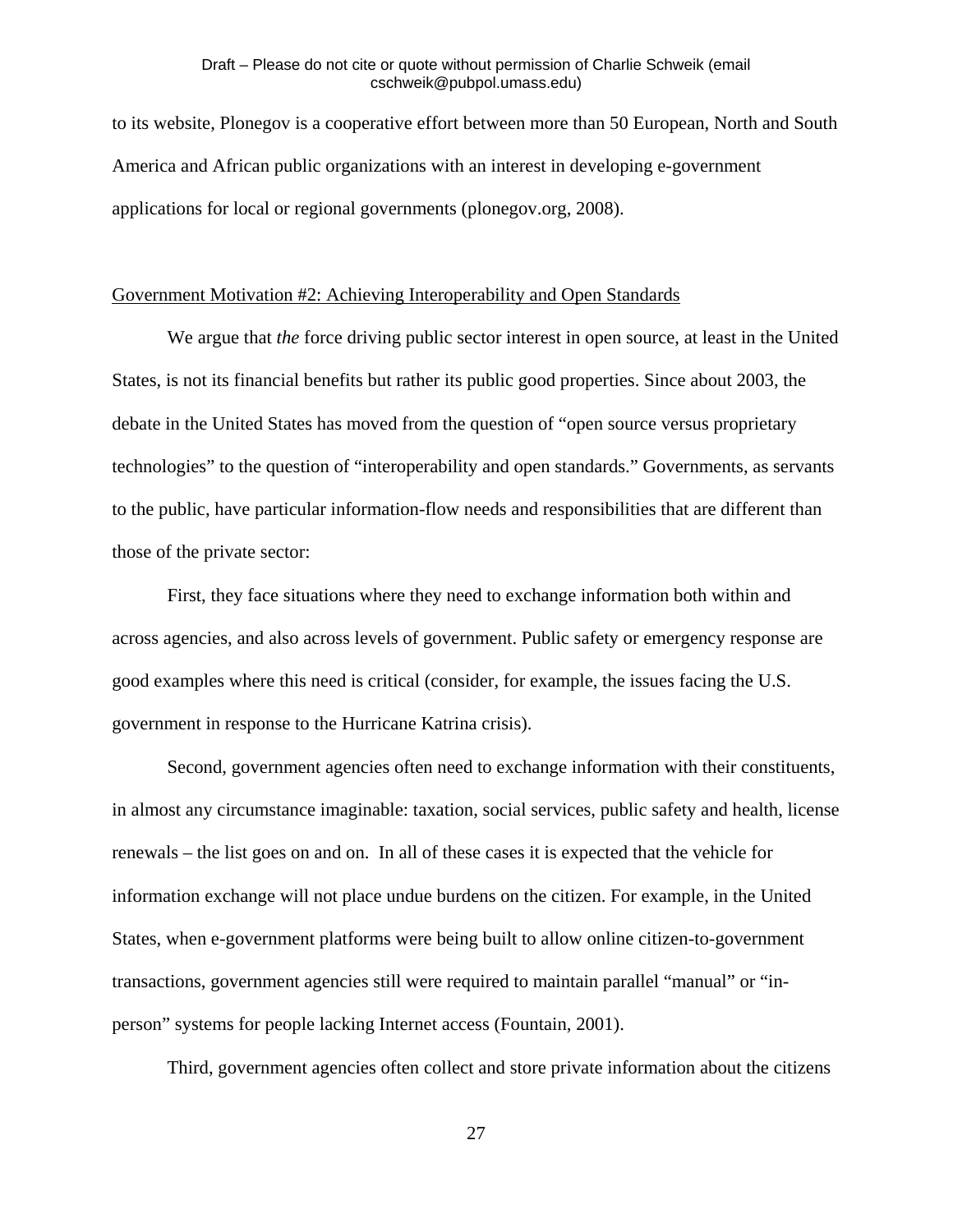to its website, Plonegov is a cooperative effort between more than 50 European, North and South America and African public organizations with an interest in developing e-government applications for local or regional governments (plonegov.org, 2008).

<u>Government Motivation #2: Achieving Interoperability and Open Standards</u>

We argue that *the* force driving public sector interest in open source, at least in the United States, is not its financial benefits but rather its public good properties. Since about 2003, the debate in the United States has moved from the question of "open source versus proprietary technologies" to the question of "interoperability and open standards." Governments, as servants to the public, have particular information-flow needs and responsibilities that are different than those of the private sector:

First, they face situations where they need to exchange information both within and across agencies, and also across levels of government. Public safety or emergency response are good examples where this need is critical (consider, for example, the issues facing the U.S. government in response to the Hurricane Katrina crisis).

Second, government agencies often need to exchange information with their constituents, in almost any circumstance imaginable: taxation, social services, public safety and health, license renewals – the list goes on and on. In all of these cases it is expected that the vehicle for information exchange will not place undue burdens on the citizen. For example, in the United States, when e-government platforms were being built to allow online citizen-to-government transactions, government agencies still were required to maintain parallel "manual" or "in-person" systems for people lacking Internet access (Fountain, 2001).

Third, government agencies often collect and store private information about the citizens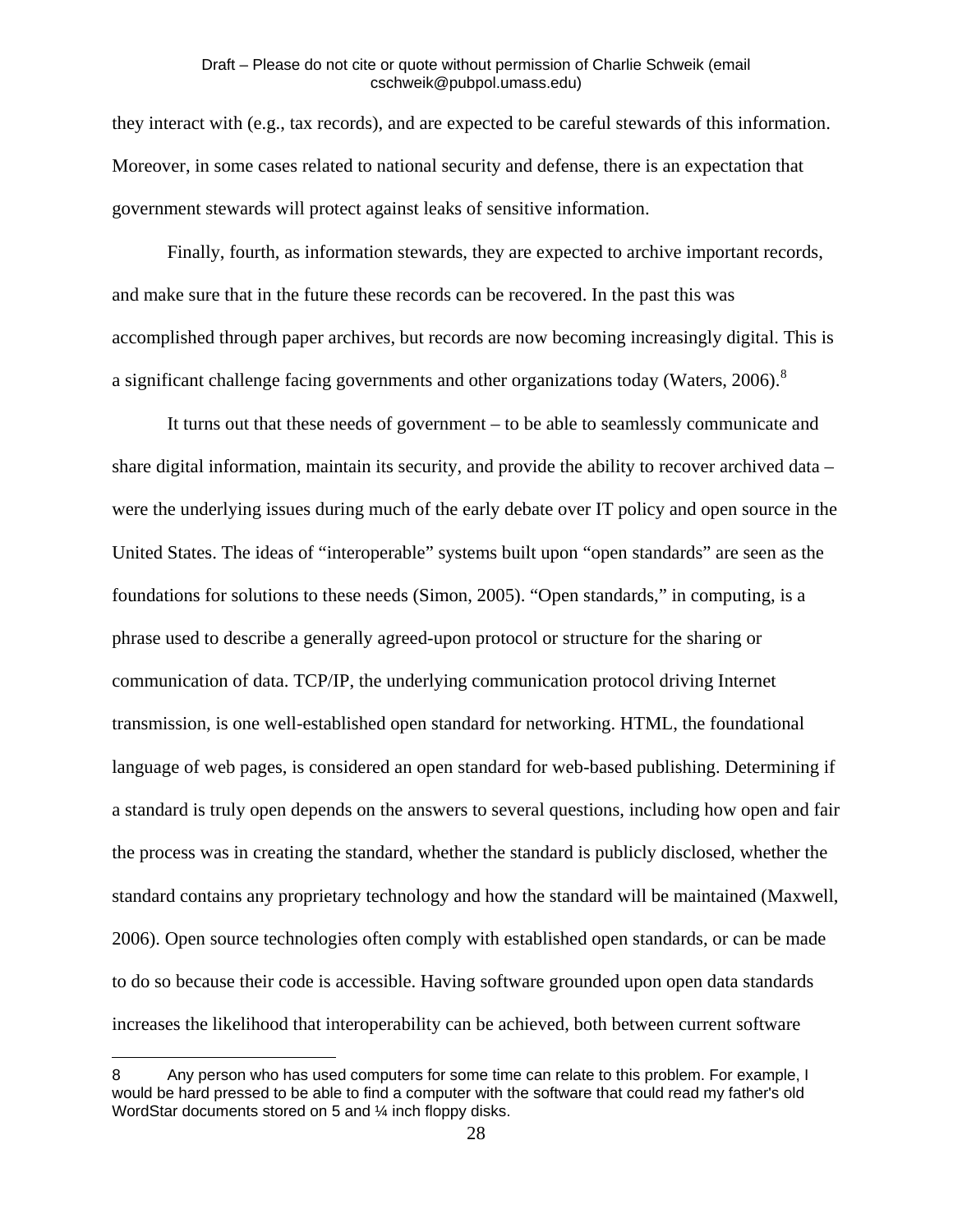they interact with (e.g., tax records), and are expected to be careful stewards of this information. Moreover, in some cases related to national security and defense, there is an expectation that government stewards will protect against leaks of sensitive information.

Finally, fourth, as information stewards, they are expected to archive important records, and make sure that in the future these records can be recovered. In the past this was accomplished through paper archives, but records are now becoming increasingly digital. This is a significant challenge facing governments and other organizations today (Waters, 2006).[8]

It turns out that these needs of government – to be able to seamlessly communicate and share digital information, maintain its security, and provide the ability to recover archived data – were the underlying issues during much of the early debate over IT policy and open source in the United States. The ideas of "interoperable" systems built upon "open standards" are seen as the foundations for solutions to these needs (Simon, 2005). "Open standards," in computing, is a phrase used to describe a generally agreed-upon protocol or structure for the sharing or communication of data. TCP/IP, the underlying communication protocol driving Internet transmission, is one well-established open standard for networking. HTML, the foundational language of web pages, is considered an open standard for web-based publishing. Determining if a standard is truly open depends on the answers to several questions, including how open and fair the process was in creating the standard, whether the standard is publicly disclosed, whether the standard contains any proprietary technology and how the standard will be maintained (Maxwell, 2006). Open source technologies often comply with established open standards, or can be made to do so because their code is accessible. Having software grounded upon open data standards increases the likelihood that interoperability can be achieved, both between current software

8 Any person who has used computers for some time can relate to this problem. For example, I would be hard pressed to be able to find a computer with the software that could read my father's old WordStar documents stored on 5 and ¼ inch floppy disks.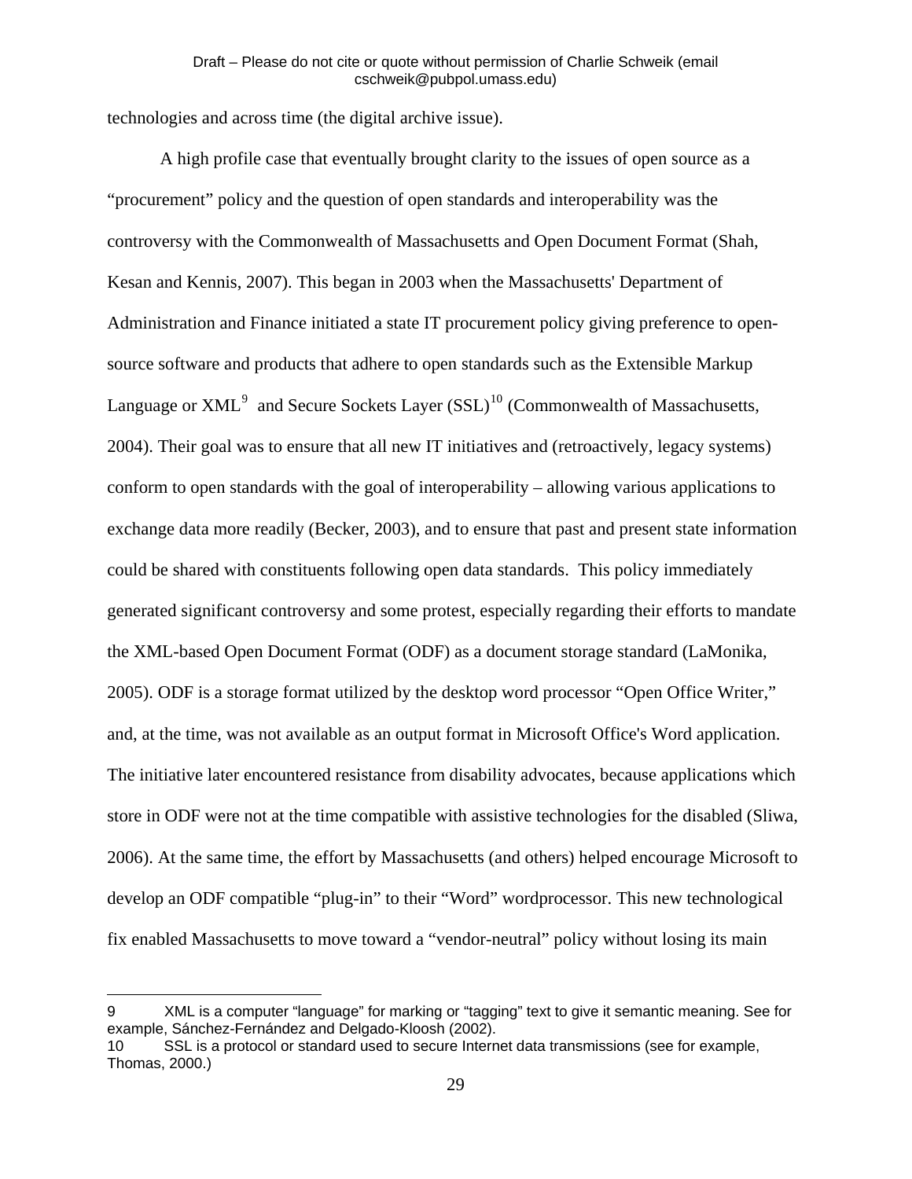technologies and across time (the digital archive issue).

A high profile case that eventually brought clarity to the issues of open source as a "procurement" policy and the question of open standards and interoperability was the controversy with the Commonwealth of Massachusetts and Open Document Format (Shah, Kesan and Kennis, 2007). This began in 2003 when the Massachusetts' Department of Administration and Finance initiated a state IT procurement policy giving preference to open-source software and products that adhere to open standards such as the Extensible Markup Language or XML[9] and Secure Sockets Layer (SSL)[10] (Commonwealth of Massachusetts, 2004). Their goal was to ensure that all new IT initiatives and (retroactively, legacy systems) conform to open standards with the goal of interoperability – allowing various applications to exchange data more readily (Becker, 2003), and to ensure that past and present state information could be shared with constituents following open data standards. This policy immediately generated significant controversy and some protest, especially regarding their efforts to mandate the XML-based Open Document Format (ODF) as a document storage standard (LaMonika, 2005). ODF is a storage format utilized by the desktop word processor "Open Office Writer," and, at the time, was not available as an output format in Microsoft Office's Word application. The initiative later encountered resistance from disability advocates, because applications which store in ODF were not at the time compatible with assistive technologies for the disabled (Sliwa, 2006). At the same time, the effort by Massachusetts (and others) helped encourage Microsoft to develop an ODF compatible "plug-in" to their "Word" wordprocessor. This new technological fix enabled Massachusetts to move toward a "vendor-neutral" policy without losing its main

---

9 XML is a computer "language" for marking or "tagging" text to give it semantic meaning. See for example, Sánchez-Fernández and Delgado-Kloosh (2002).

10 SSL is a protocol or standard used to secure Internet data transmissions (see for example, Thomas, 2000.)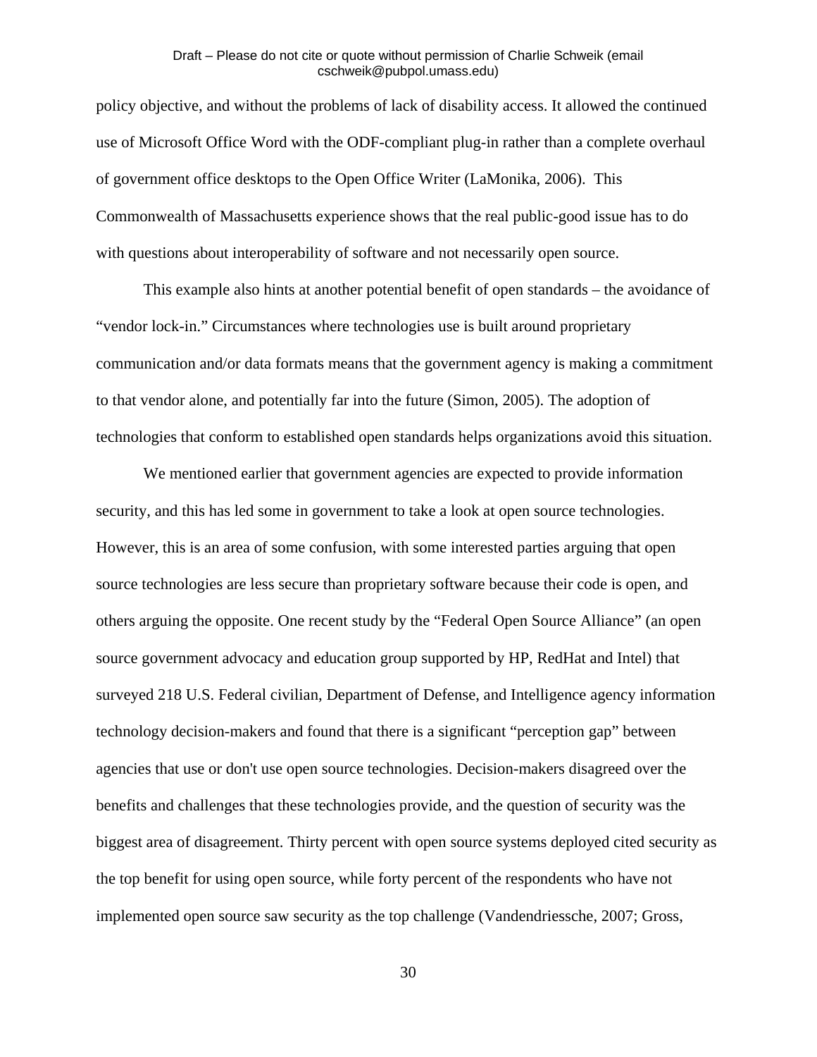policy objective, and without the problems of lack of disability access. It allowed the continued use of Microsoft Office Word with the ODF-compliant plug-in rather than a complete overhaul of government office desktops to the Open Office Writer (LaMonika, 2006). This Commonwealth of Massachusetts experience shows that the real public-good issue has to do with questions about interoperability of software and not necessarily open source.

This example also hints at another potential benefit of open standards – the avoidance of “vendor lock-in.” Circumstances where technologies use is built around proprietary communication and/or data formats means that the government agency is making a commitment to that vendor alone, and potentially far into the future (Simon, 2005). The adoption of technologies that conform to established open standards helps organizations avoid this situation.

We mentioned earlier that government agencies are expected to provide information security, and this has led some in government to take a look at open source technologies. However, this is an area of some confusion, with some interested parties arguing that open source technologies are less secure than proprietary software because their code is open, and others arguing the opposite. One recent study by the “Federal Open Source Alliance” (an open source government advocacy and education group supported by HP, RedHat and Intel) that surveyed 218 U.S. Federal civilian, Department of Defense, and Intelligence agency information technology decision-makers and found that there is a significant “perception gap” between agencies that use or don't use open source technologies. Decision-makers disagreed over the benefits and challenges that these technologies provide, and the question of security was the biggest area of disagreement. Thirty percent with open source systems deployed cited security as the top benefit for using open source, while forty percent of the respondents who have not implemented open source saw security as the top challenge (Vandendriessche, 2007; Gross,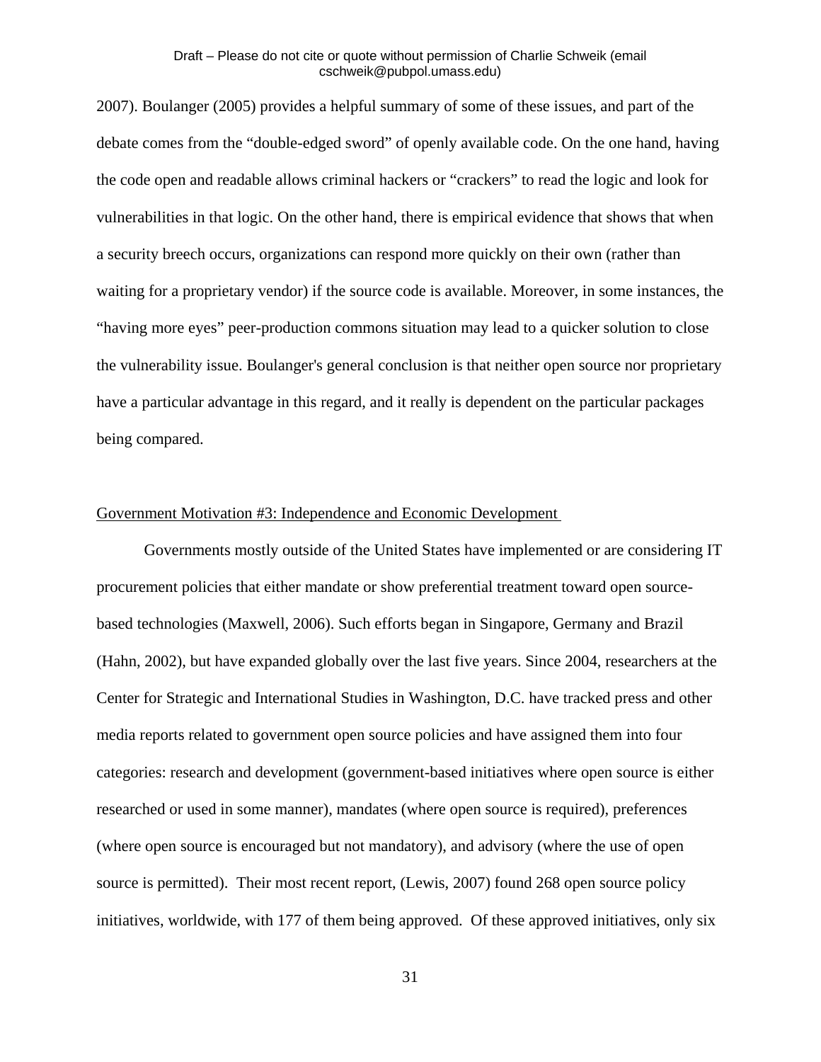2007). Boulanger (2005) provides a helpful summary of some of these issues, and part of the debate comes from the “double-edged sword” of openly available code. On the one hand, having the code open and readable allows criminal hackers or “crackers” to read the logic and look for vulnerabilities in that logic. On the other hand, there is empirical evidence that shows that when a security breech occurs, organizations can respond more quickly on their own (rather than waiting for a proprietary vendor) if the source code is available. Moreover, in some instances, the “having more eyes” peer-production commons situation may lead to a quicker solution to close the vulnerability issue. Boulanger's general conclusion is that neither open source nor proprietary have a particular advantage in this regard, and it really is dependent on the particular packages being compared.

Government Motivation #3: Independence and Economic Development

Governments mostly outside of the United States have implemented or are considering IT procurement policies that either mandate or show preferential treatment toward open source-based technologies (Maxwell, 2006). Such efforts began in Singapore, Germany and Brazil (Hahn, 2002), but have expanded globally over the last five years. Since 2004, researchers at the Center for Strategic and International Studies in Washington, D.C. have tracked press and other media reports related to government open source policies and have assigned them into four categories: research and development (government-based initiatives where open source is either researched or used in some manner), mandates (where open source is required), preferences (where open source is encouraged but not mandatory), and advisory (where the use of open source is permitted). Their most recent report, (Lewis, 2007) found 268 open source policy initiatives, worldwide, with 177 of them being approved. Of these approved initiatives, only six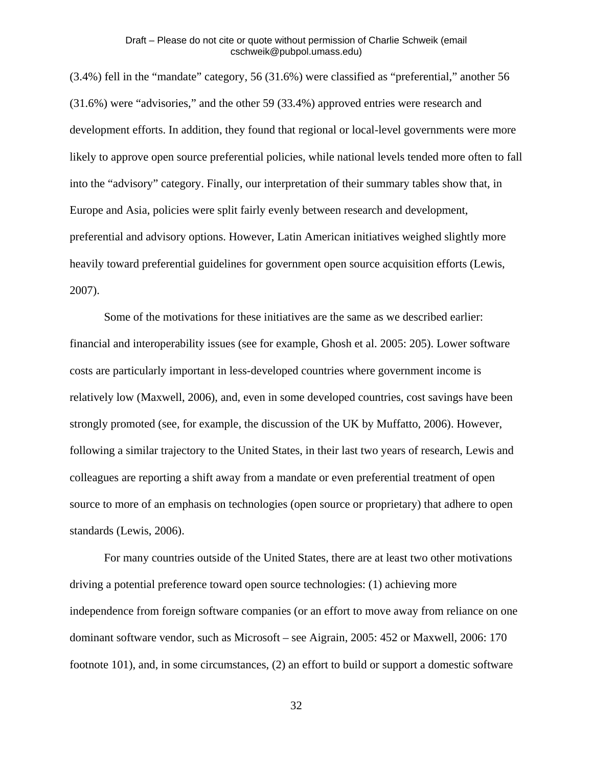(3.4%) fell in the "mandate" category, 56 (31.6%) were classified as "preferential," another 56 (31.6%) were "advisories," and the other 59 (33.4%) approved entries were research and development efforts. In addition, they found that regional or local-level governments were more likely to approve open source preferential policies, while national levels tended more often to fall into the "advisory" category. Finally, our interpretation of their summary tables show that, in Europe and Asia, policies were split fairly evenly between research and development, preferential and advisory options. However, Latin American initiatives weighed slightly more heavily toward preferential guidelines for government open source acquisition efforts (Lewis, 2007).

Some of the motivations for these initiatives are the same as we described earlier: financial and interoperability issues (see for example, Ghosh et al. 2005: 205). Lower software costs are particularly important in less-developed countries where government income is relatively low (Maxwell, 2006), and, even in some developed countries, cost savings have been strongly promoted (see, for example, the discussion of the UK by Muffatto, 2006). However, following a similar trajectory to the United States, in their last two years of research, Lewis and colleagues are reporting a shift away from a mandate or even preferential treatment of open source to more of an emphasis on technologies (open source or proprietary) that adhere to open standards (Lewis, 2006).

For many countries outside of the United States, there are at least two other motivations driving a potential preference toward open source technologies: (1) achieving more independence from foreign software companies (or an effort to move away from reliance on one dominant software vendor, such as Microsoft – see Aigrain, 2005: 452 or Maxwell, 2006: 170 footnote 101), and, in some circumstances, (2) an effort to build or support a domestic software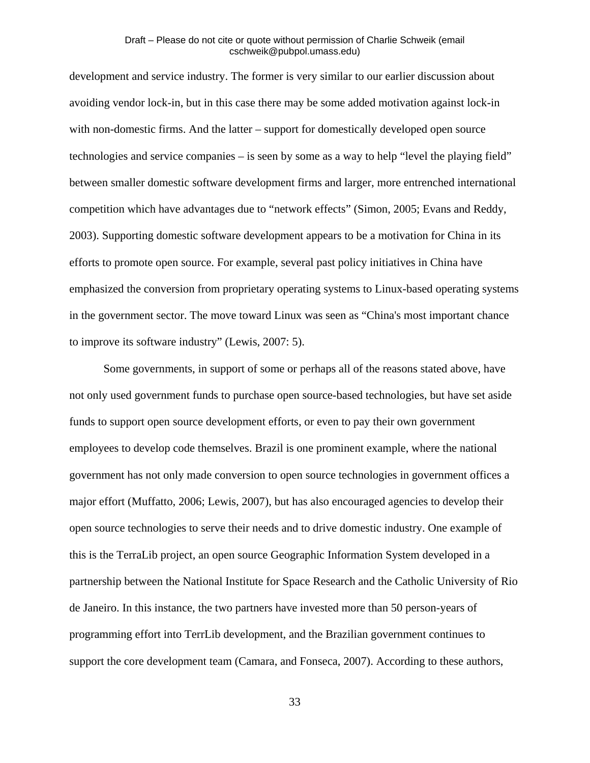development and service industry. The former is very similar to our earlier discussion about avoiding vendor lock-in, but in this case there may be some added motivation against lock-in with non-domestic firms. And the latter – support for domestically developed open source technologies and service companies – is seen by some as a way to help "level the playing field" between smaller domestic software development firms and larger, more entrenched international competition which have advantages due to "network effects" (Simon, 2005; Evans and Reddy, 2003). Supporting domestic software development appears to be a motivation for China in its efforts to promote open source. For example, several past policy initiatives in China have emphasized the conversion from proprietary operating systems to Linux-based operating systems in the government sector. The move toward Linux was seen as "China's most important chance to improve its software industry" (Lewis, 2007: 5).

Some governments, in support of some or perhaps all of the reasons stated above, have not only used government funds to purchase open source-based technologies, but have set aside funds to support open source development efforts, or even to pay their own government employees to develop code themselves. Brazil is one prominent example, where the national government has not only made conversion to open source technologies in government offices a major effort (Muffatto, 2006; Lewis, 2007), but has also encouraged agencies to develop their open source technologies to serve their needs and to drive domestic industry. One example of this is the TerraLib project, an open source Geographic Information System developed in a partnership between the National Institute for Space Research and the Catholic University of Rio de Janeiro. In this instance, the two partners have invested more than 50 person-years of programming effort into TerrLib development, and the Brazilian government continues to support the core development team (Camara, and Fonseca, 2007). According to these authors,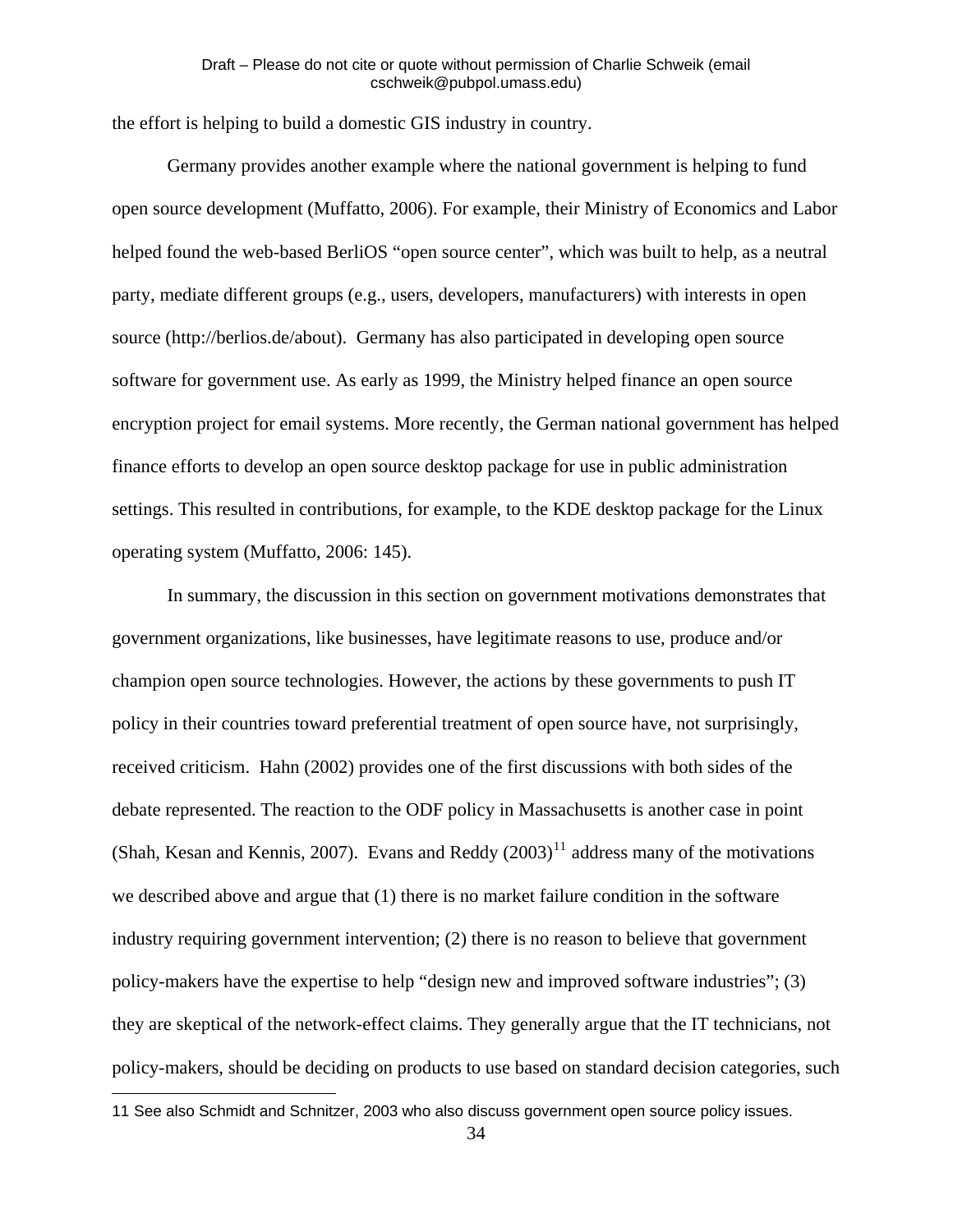the effort is helping to build a domestic GIS industry in country.

Germany provides another example where the national government is helping to fund open source development (Muffatto, 2006). For example, their Ministry of Economics and Labor helped found the web-based BerliOS "open source center", which was built to help, as a neutral party, mediate different groups (e.g., users, developers, manufacturers) with interests in open source (http://berlios.de/about). Germany has also participated in developing open source software for government use. As early as 1999, the Ministry helped finance an open source encryption project for email systems. More recently, the German national government has helped finance efforts to develop an open source desktop package for use in public administration settings. This resulted in contributions, for example, to the KDE desktop package for the Linux operating system (Muffatto, 2006: 145).

In summary, the discussion in this section on government motivations demonstrates that government organizations, like businesses, have legitimate reasons to use, produce and/or champion open source technologies. However, the actions by these governments to push IT policy in their countries toward preferential treatment of open source have, not surprisingly, received criticism. Hahn (2002) provides one of the first discussions with both sides of the debate represented. The reaction to the ODF policy in Massachusetts is another case in point (Shah, Kesan and Kennis, 2007). Evans and Reddy (2003)[11] address many of the motivations we described above and argue that (1) there is no market failure condition in the software industry requiring government intervention; (2) there is no reason to believe that government policy-makers have the expertise to help "design new and improved software industries"; (3) they are skeptical of the network-effect claims. They generally argue that the IT technicians, not policy-makers, should be deciding on products to use based on standard decision categories, such

[11] See also Schmidt and Schnitzer, 2003 who also discuss government open source policy issues.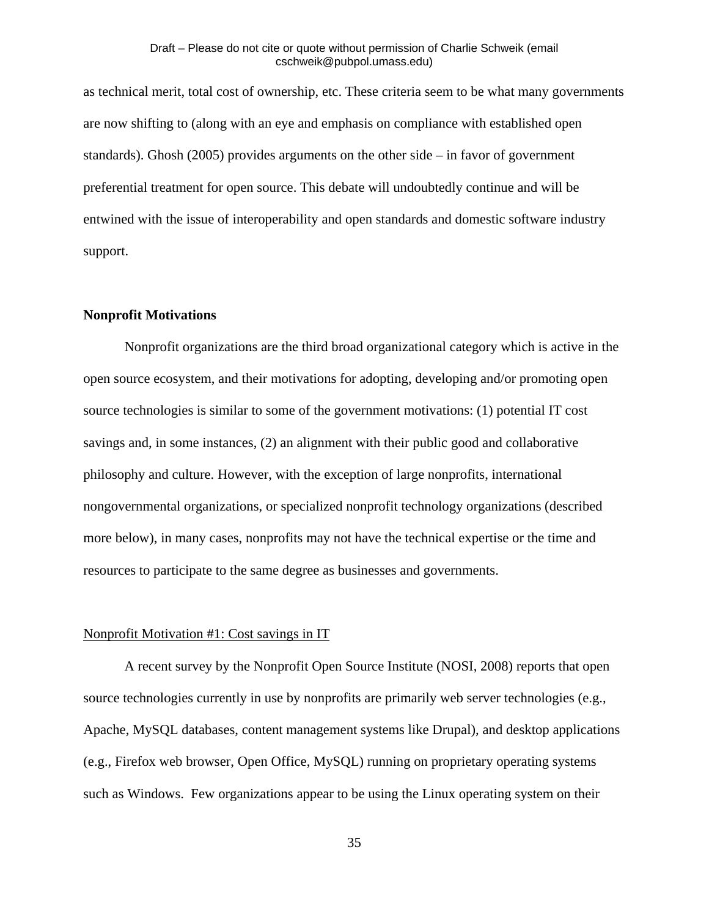as technical merit, total cost of ownership, etc. These criteria seem to be what many governments are now shifting to (along with an eye and emphasis on compliance with established open standards). Ghosh (2005) provides arguments on the other side – in favor of government preferential treatment for open source. This debate will undoubtedly continue and will be entwined with the issue of interoperability and open standards and domestic software industry support.

**Nonprofit Motivations**

Nonprofit organizations are the third broad organizational category which is active in the open source ecosystem, and their motivations for adopting, developing and/or promoting open source technologies is similar to some of the government motivations: (1) potential IT cost savings and, in some instances, (2) an alignment with their public good and collaborative philosophy and culture. However, with the exception of large nonprofits, international nongovernmental organizations, or specialized nonprofit technology organizations (described more below), in many cases, nonprofits may not have the technical expertise or the time and resources to participate to the same degree as businesses and governments.

<u>Nonprofit Motivation #1: Cost savings in IT</u>

A recent survey by the Nonprofit Open Source Institute (NOSI, 2008) reports that open source technologies currently in use by nonprofits are primarily web server technologies (e.g., Apache, MySQL databases, content management systems like Drupal), and desktop applications (e.g., Firefox web browser, Open Office, MySQL) running on proprietary operating systems such as Windows. Few organizations appear to be using the Linux operating system on their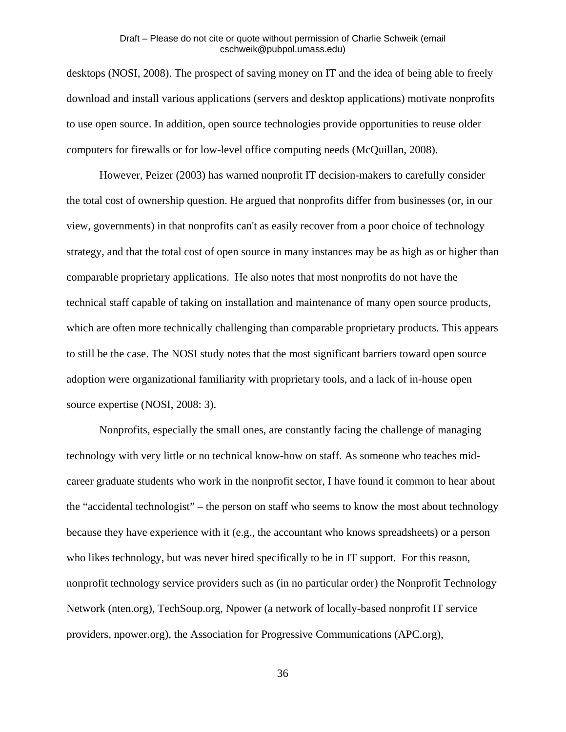desktops (NOSI, 2008). The prospect of saving money on IT and the idea of being able to freely download and install various applications (servers and desktop applications) motivate nonprofits to use open source. In addition, open source technologies provide opportunities to reuse older computers for firewalls or for low-level office computing needs (McQuillan, 2008).

However, Peizer (2003) has warned nonprofit IT decision-makers to carefully consider the total cost of ownership question. He argued that nonprofits differ from businesses (or, in our view, governments) in that nonprofits can't as easily recover from a poor choice of technology strategy, and that the total cost of open source in many instances may be as high as or higher than comparable proprietary applications. He also notes that most nonprofits do not have the technical staff capable of taking on installation and maintenance of many open source products, which are often more technically challenging than comparable proprietary products. This appears to still be the case. The NOSI study notes that the most significant barriers toward open source adoption were organizational familiarity with proprietary tools, and a lack of in-house open source expertise (NOSI, 2008: 3).

Nonprofits, especially the small ones, are constantly facing the challenge of managing technology with very little or no technical know-how on staff. As someone who teaches mid-career graduate students who work in the nonprofit sector, I have found it common to hear about the "accidental technologist" – the person on staff who seems to know the most about technology because they have experience with it (e.g., the accountant who knows spreadsheets) or a person who likes technology, but was never hired specifically to be in IT support. For this reason, nonprofit technology service providers such as (in no particular order) the Nonprofit Technology Network (nten.org), TechSoup.org, Npower (a network of locally-based nonprofit IT service providers, npower.org), the Association for Progressive Communications (APC.org),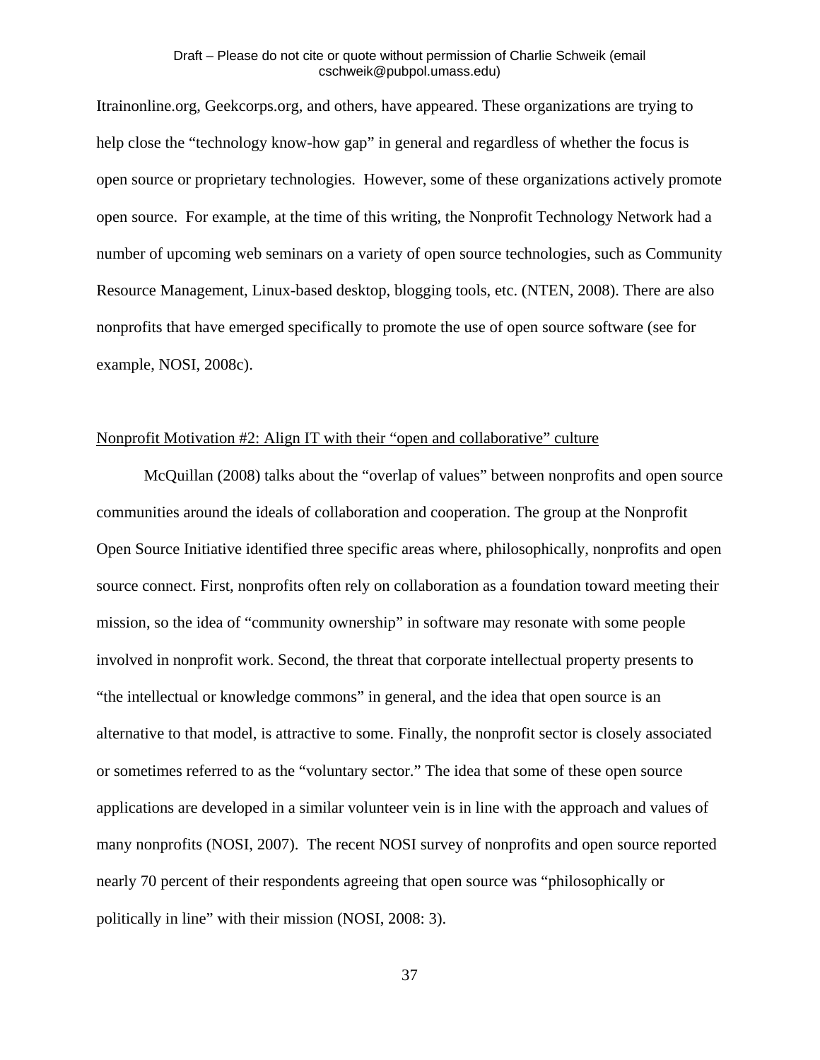Itrainonline.org, Geekcorps.org, and others, have appeared. These organizations are trying to help close the "technology know-how gap" in general and regardless of whether the focus is open source or proprietary technologies. However, some of these organizations actively promote open source. For example, at the time of this writing, the Nonprofit Technology Network had a number of upcoming web seminars on a variety of open source technologies, such as Community Resource Management, Linux-based desktop, blogging tools, etc. (NTEN, 2008). There are also nonprofits that have emerged specifically to promote the use of open source software (see for example, NOSI, 2008c).

<u>Nonprofit Motivation #2: Align IT with their "open and collaborative" culture</u>

McQuillan (2008) talks about the "overlap of values" between nonprofits and open source communities around the ideals of collaboration and cooperation. The group at the Nonprofit Open Source Initiative identified three specific areas where, philosophically, nonprofits and open source connect. First, nonprofits often rely on collaboration as a foundation toward meeting their mission, so the idea of "community ownership" in software may resonate with some people involved in nonprofit work. Second, the threat that corporate intellectual property presents to "the intellectual or knowledge commons" in general, and the idea that open source is an alternative to that model, is attractive to some. Finally, the nonprofit sector is closely associated or sometimes referred to as the "voluntary sector." The idea that some of these open source applications are developed in a similar volunteer vein is in line with the approach and values of many nonprofits (NOSI, 2007). The recent NOSI survey of nonprofits and open source reported nearly 70 percent of their respondents agreeing that open source was "philosophically or politically in line" with their mission (NOSI, 2008: 3).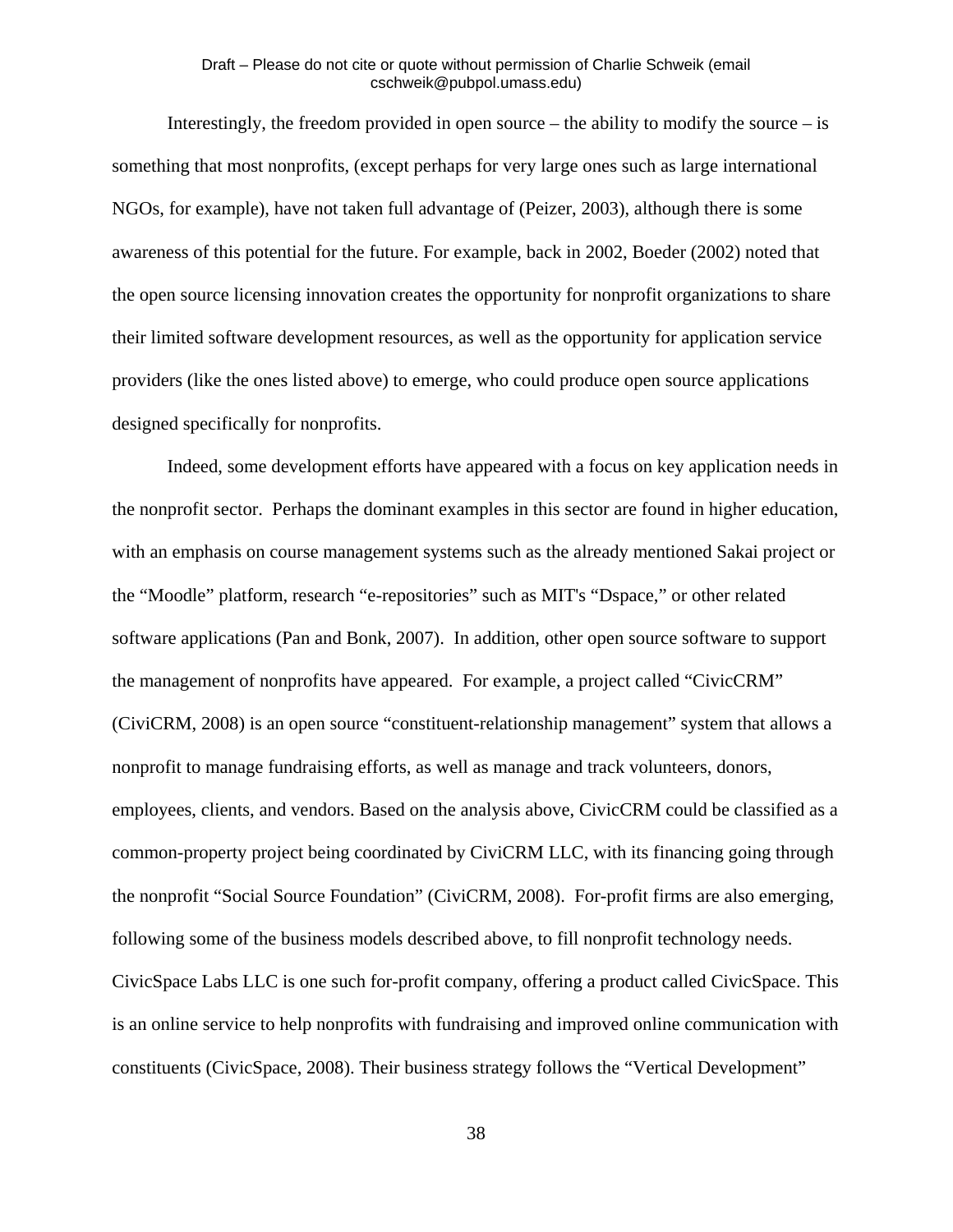Interestingly, the freedom provided in open source – the ability to modify the source – is something that most nonprofits, (except perhaps for very large ones such as large international NGOs, for example), have not taken full advantage of (Peizer, 2003), although there is some awareness of this potential for the future. For example, back in 2002, Boeder (2002) noted that the open source licensing innovation creates the opportunity for nonprofit organizations to share their limited software development resources, as well as the opportunity for application service providers (like the ones listed above) to emerge, who could produce open source applications designed specifically for nonprofits.

Indeed, some development efforts have appeared with a focus on key application needs in the nonprofit sector. Perhaps the dominant examples in this sector are found in higher education, with an emphasis on course management systems such as the already mentioned Sakai project or the "Moodle" platform, research "e-repositories" such as MIT's "Dspace," or other related software applications (Pan and Bonk, 2007). In addition, other open source software to support the management of nonprofits have appeared. For example, a project called "CivicCRM" (CiviCRM, 2008) is an open source "constituent-relationship management" system that allows a nonprofit to manage fundraising efforts, as well as manage and track volunteers, donors, employees, clients, and vendors. Based on the analysis above, CivicCRM could be classified as a common-property project being coordinated by CiviCRM LLC, with its financing going through the nonprofit "Social Source Foundation" (CiviCRM, 2008). For-profit firms are also emerging, following some of the business models described above, to fill nonprofit technology needs. CivicSpace Labs LLC is one such for-profit company, offering a product called CivicSpace. This is an online service to help nonprofits with fundraising and improved online communication with constituents (CivicSpace, 2008). Their business strategy follows the "Vertical Development"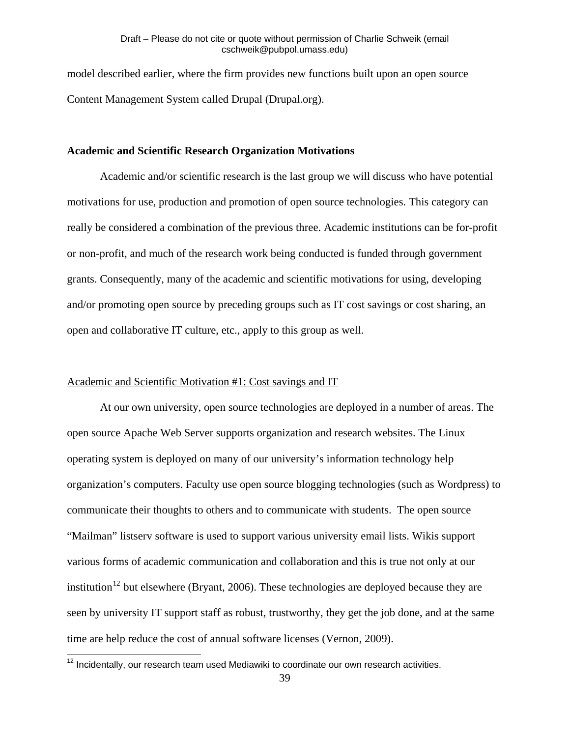model described earlier, where the firm provides new functions built upon an open source Content Management System called Drupal (Drupal.org).

**Academic and Scientific Research Organization Motivations**

Academic and/or scientific research is the last group we will discuss who have potential motivations for use, production and promotion of open source technologies. This category can really be considered a combination of the previous three. Academic institutions can be for-profit or non-profit, and much of the research work being conducted is funded through government grants. Consequently, many of the academic and scientific motivations for using, developing and/or promoting open source by preceding groups such as IT cost savings or cost sharing, an open and collaborative IT culture, etc., apply to this group as well.

Academic and Scientific Motivation #1: Cost savings and IT

At our own university, open source technologies are deployed in a number of areas. The open source Apache Web Server supports organization and research websites. The Linux operating system is deployed on many of our university's information technology help organization's computers. Faculty use open source blogging technologies (such as Wordpress) to communicate their thoughts to others and to communicate with students. The open source "Mailman" listserv software is used to support various university email lists. Wikis support various forms of academic communication and collaboration and this is true not only at our institution[12] but elsewhere (Bryant, 2006). These technologies are deployed because they are seen by university IT support staff as robust, trustworthy, they get the job done, and at the same time are help reduce the cost of annual software licenses (Vernon, 2009).

[12] Incidentally, our research team used Mediawiki to coordinate our own research activities.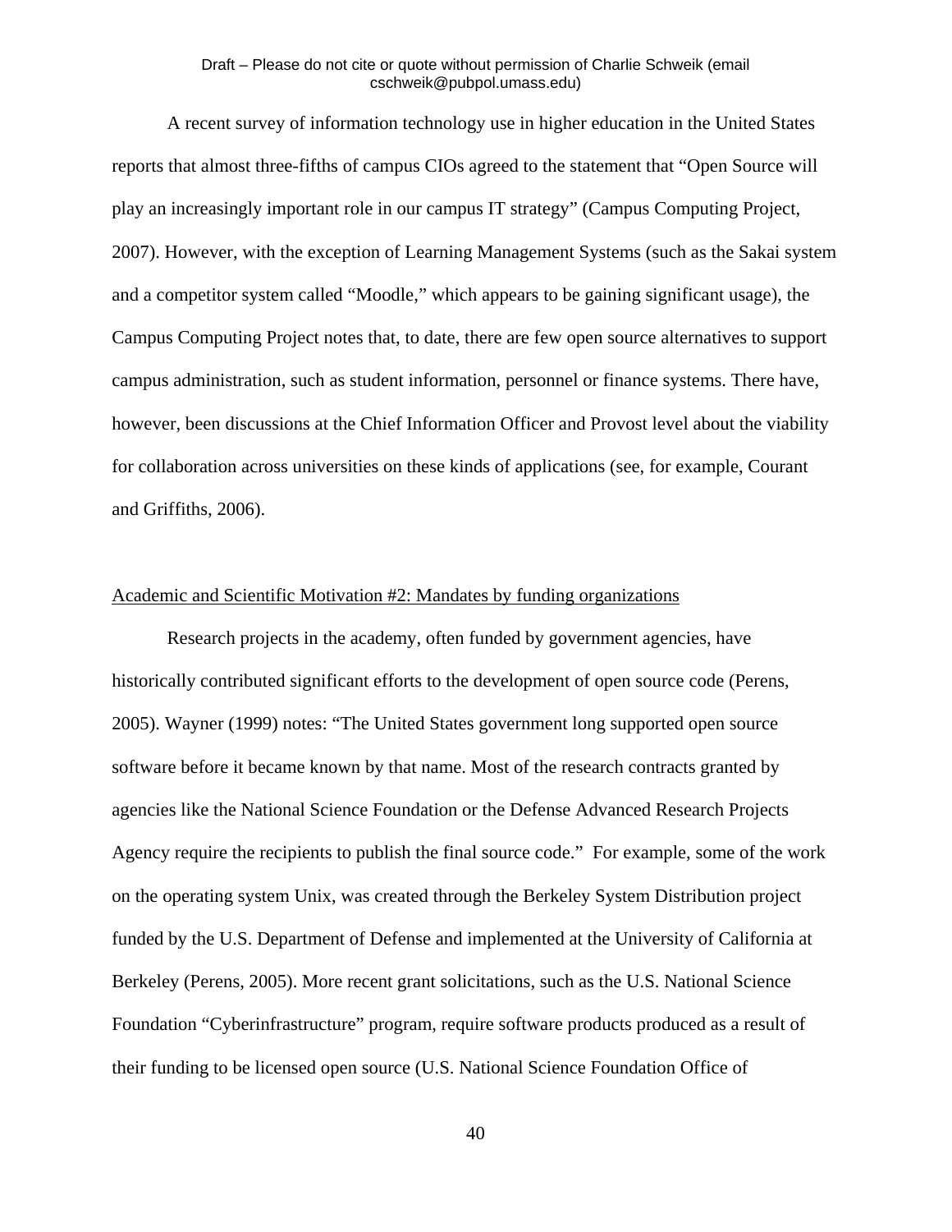A recent survey of information technology use in higher education in the United States reports that almost three-fifths of campus CIOs agreed to the statement that "Open Source will play an increasingly important role in our campus IT strategy" (Campus Computing Project, 2007). However, with the exception of Learning Management Systems (such as the Sakai system and a competitor system called "Moodle," which appears to be gaining significant usage), the Campus Computing Project notes that, to date, there are few open source alternatives to support campus administration, such as student information, personnel or finance systems. There have, however, been discussions at the Chief Information Officer and Provost level about the viability for collaboration across universities on these kinds of applications (see, for example, Courant and Griffiths, 2006).

### Academic and Scientific Motivation #2: Mandates by funding organizations

Research projects in the academy, often funded by government agencies, have historically contributed significant efforts to the development of open source code (Perens, 2005). Wayner (1999) notes: "The United States government long supported open source software before it became known by that name. Most of the research contracts granted by agencies like the National Science Foundation or the Defense Advanced Research Projects Agency require the recipients to publish the final source code." For example, some of the work on the operating system Unix, was created through the Berkeley System Distribution project funded by the U.S. Department of Defense and implemented at the University of California at Berkeley (Perens, 2005). More recent grant solicitations, such as the U.S. National Science Foundation "Cyberinfrastructure" program, require software products produced as a result of their funding to be licensed open source (U.S. National Science Foundation Office of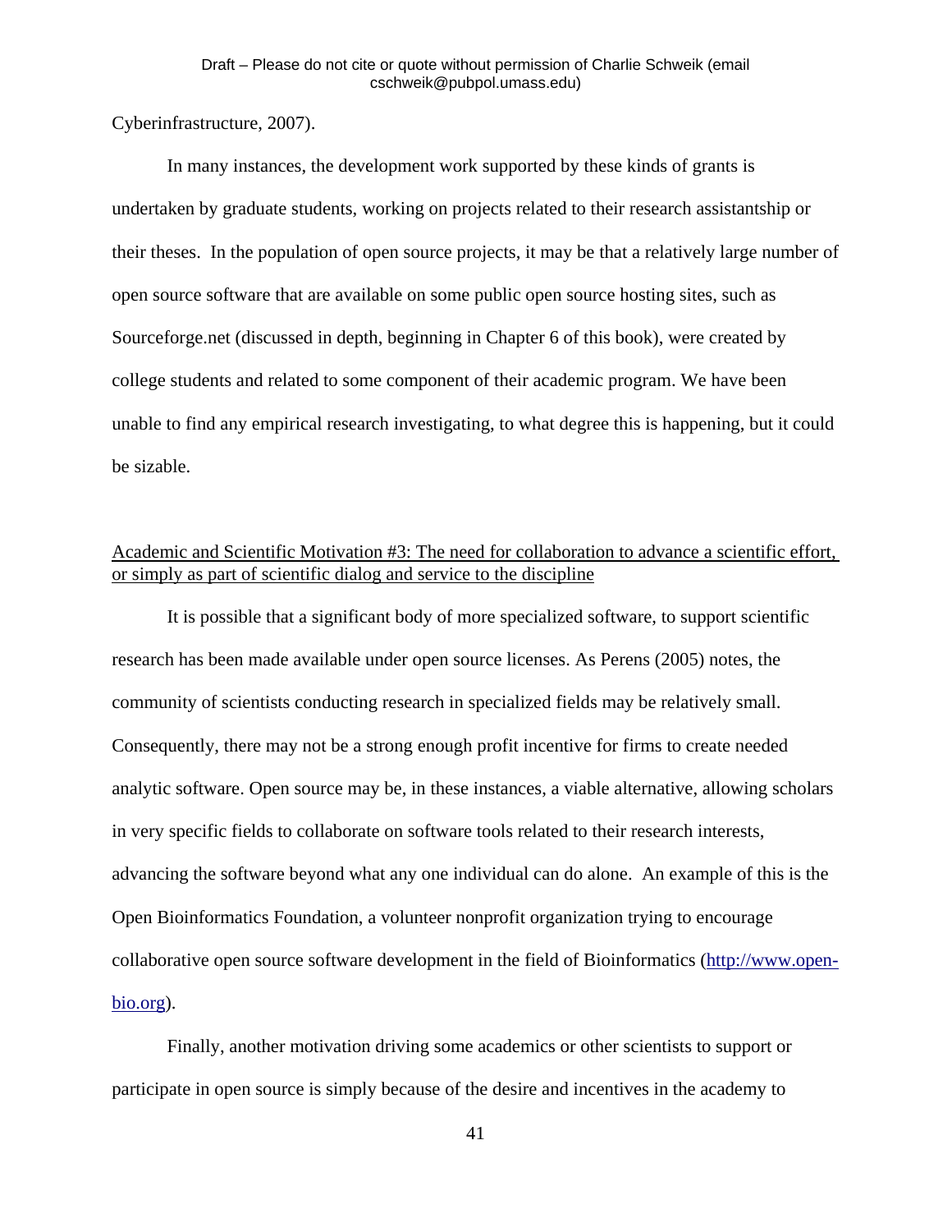Cyberinfrastructure, 2007).

In many instances, the development work supported by these kinds of grants is undertaken by graduate students, working on projects related to their research assistantship or their theses. In the population of open source projects, it may be that a relatively large number of open source software that are available on some public open source hosting sites, such as Sourceforge.net (discussed in depth, beginning in Chapter 6 of this book), were created by college students and related to some component of their academic program. We have been unable to find any empirical research investigating, to what degree this is happening, but it could be sizable.

<u>Academic and Scientific Motivation #3: The need for collaboration to advance a scientific effort, or simply as part of scientific dialog and service to the discipline</u>

It is possible that a significant body of more specialized software, to support scientific research has been made available under open source licenses. As Perens (2005) notes, the community of scientists conducting research in specialized fields may be relatively small. Consequently, there may not be a strong enough profit incentive for firms to create needed analytic software. Open source may be, in these instances, a viable alternative, allowing scholars in very specific fields to collaborate on software tools related to their research interests, advancing the software beyond what any one individual can do alone. An example of this is the Open Bioinformatics Foundation, a volunteer nonprofit organization trying to encourage collaborative open source software development in the field of Bioinformatics (http://www.open-bio.org).

Finally, another motivation driving some academics or other scientists to support or participate in open source is simply because of the desire and incentives in the academy to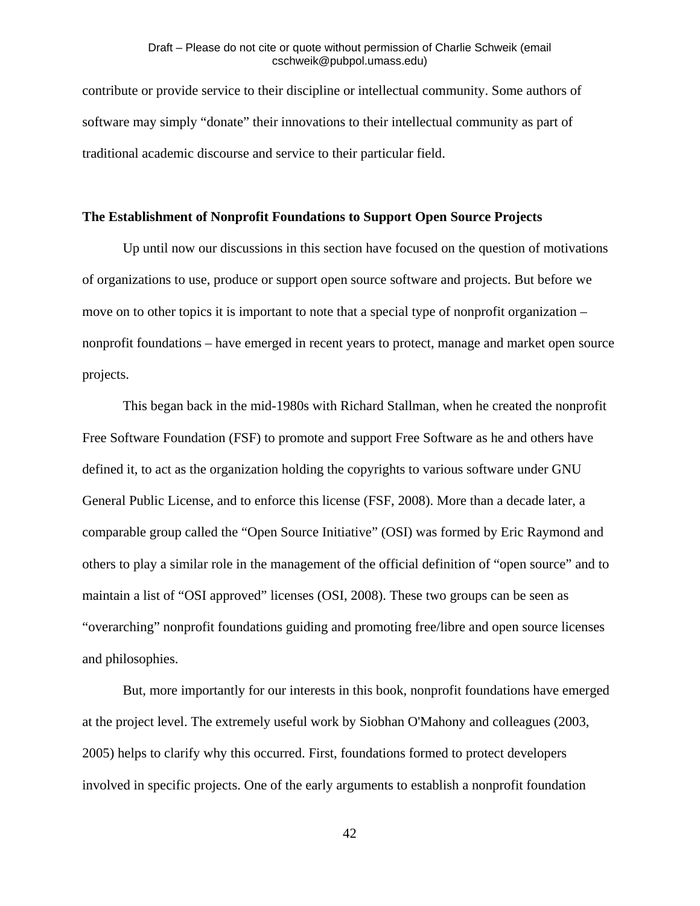contribute or provide service to their discipline or intellectual community. Some authors of software may simply "donate" their innovations to their intellectual community as part of traditional academic discourse and service to their particular field.

**The Establishment of Nonprofit Foundations to Support Open Source Projects**

Up until now our discussions in this section have focused on the question of motivations of organizations to use, produce or support open source software and projects. But before we move on to other topics it is important to note that a special type of nonprofit organization – nonprofit foundations – have emerged in recent years to protect, manage and market open source projects.

This began back in the mid-1980s with Richard Stallman, when he created the nonprofit Free Software Foundation (FSF) to promote and support Free Software as he and others have defined it, to act as the organization holding the copyrights to various software under GNU General Public License, and to enforce this license (FSF, 2008). More than a decade later, a comparable group called the "Open Source Initiative" (OSI) was formed by Eric Raymond and others to play a similar role in the management of the official definition of "open source" and to maintain a list of "OSI approved" licenses (OSI, 2008). These two groups can be seen as "overarching" nonprofit foundations guiding and promoting free/libre and open source licenses and philosophies.

But, more importantly for our interests in this book, nonprofit foundations have emerged at the project level. The extremely useful work by Siobhan O'Mahony and colleagues (2003, 2005) helps to clarify why this occurred. First, foundations formed to protect developers involved in specific projects. One of the early arguments to establish a nonprofit foundation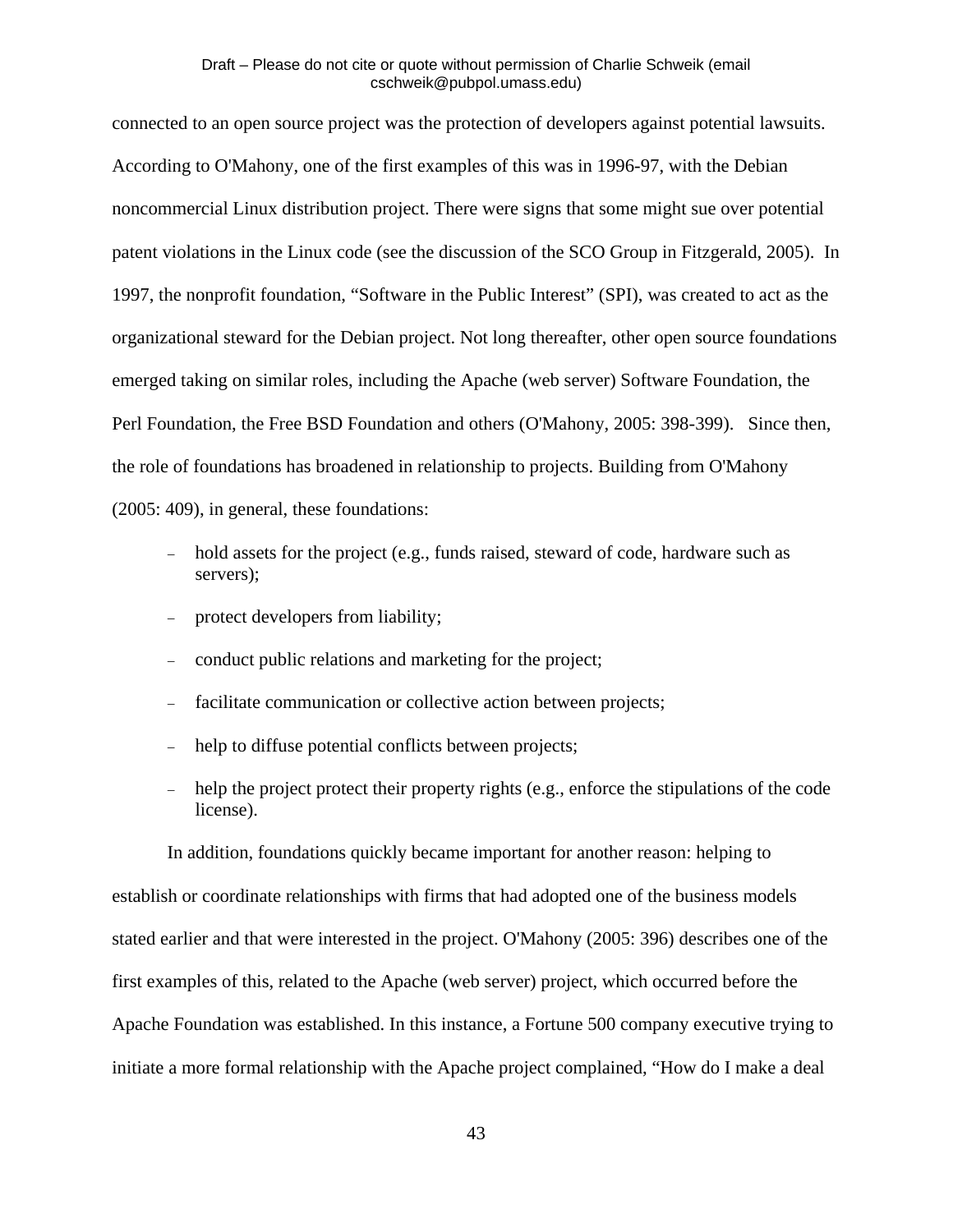connected to an open source project was the protection of developers against potential lawsuits. According to O'Mahony, one of the first examples of this was in 1996-97, with the Debian noncommercial Linux distribution project. There were signs that some might sue over potential patent violations in the Linux code (see the discussion of the SCO Group in Fitzgerald, 2005). In 1997, the nonprofit foundation, "Software in the Public Interest" (SPI), was created to act as the organizational steward for the Debian project. Not long thereafter, other open source foundations emerged taking on similar roles, including the Apache (web server) Software Foundation, the Perl Foundation, the Free BSD Foundation and others (O'Mahony, 2005: 398-399). Since then, the role of foundations has broadened in relationship to projects. Building from O'Mahony (2005: 409), in general, these foundations:

- hold assets for the project (e.g., funds raised, steward of code, hardware such as servers);
- protect developers from liability;
- conduct public relations and marketing for the project;
- facilitate communication or collective action between projects;
- help to diffuse potential conflicts between projects;
- help the project protect their property rights (e.g., enforce the stipulations of the code license).

In addition, foundations quickly became important for another reason: helping to establish or coordinate relationships with firms that had adopted one of the business models stated earlier and that were interested in the project. O'Mahony (2005: 396) describes one of the first examples of this, related to the Apache (web server) project, which occurred before the Apache Foundation was established. In this instance, a Fortune 500 company executive trying to initiate a more formal relationship with the Apache project complained, "How do I make a deal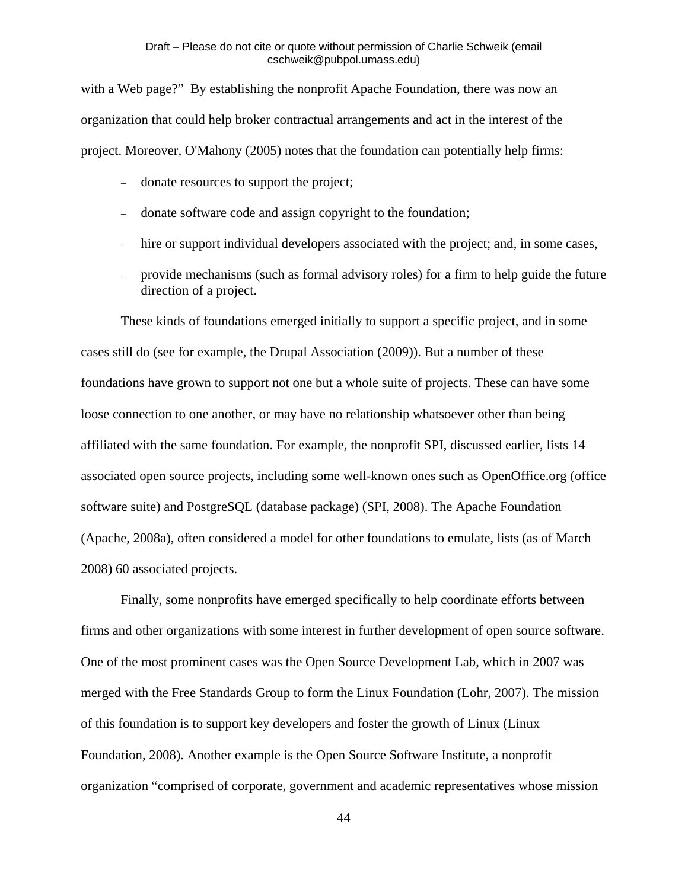with a Web page?"  By establishing the nonprofit Apache Foundation, there was now an organization that could help broker contractual arrangements and act in the interest of the project. Moreover, O'Mahony (2005) notes that the foundation can potentially help firms:

- donate resources to support the project;
- donate software code and assign copyright to the foundation;
- hire or support individual developers associated with the project; and, in some cases,
- provide mechanisms (such as formal advisory roles) for a firm to help guide the future direction of a project.

These kinds of foundations emerged initially to support a specific project, and in some cases still do (see for example, the Drupal Association (2009)). But a number of these foundations have grown to support not one but a whole suite of projects. These can have some loose connection to one another, or may have no relationship whatsoever other than being affiliated with the same foundation. For example, the nonprofit SPI, discussed earlier, lists 14 associated open source projects, including some well-known ones such as OpenOffice.org (office software suite) and PostgreSQL (database package) (SPI, 2008). The Apache Foundation (Apache, 2008a), often considered a model for other foundations to emulate, lists (as of March 2008) 60 associated projects.

Finally, some nonprofits have emerged specifically to help coordinate efforts between firms and other organizations with some interest in further development of open source software. One of the most prominent cases was the Open Source Development Lab, which in 2007 was merged with the Free Standards Group to form the Linux Foundation (Lohr, 2007). The mission of this foundation is to support key developers and foster the growth of Linux (Linux Foundation, 2008). Another example is the Open Source Software Institute, a nonprofit organization "comprised of corporate, government and academic representatives whose mission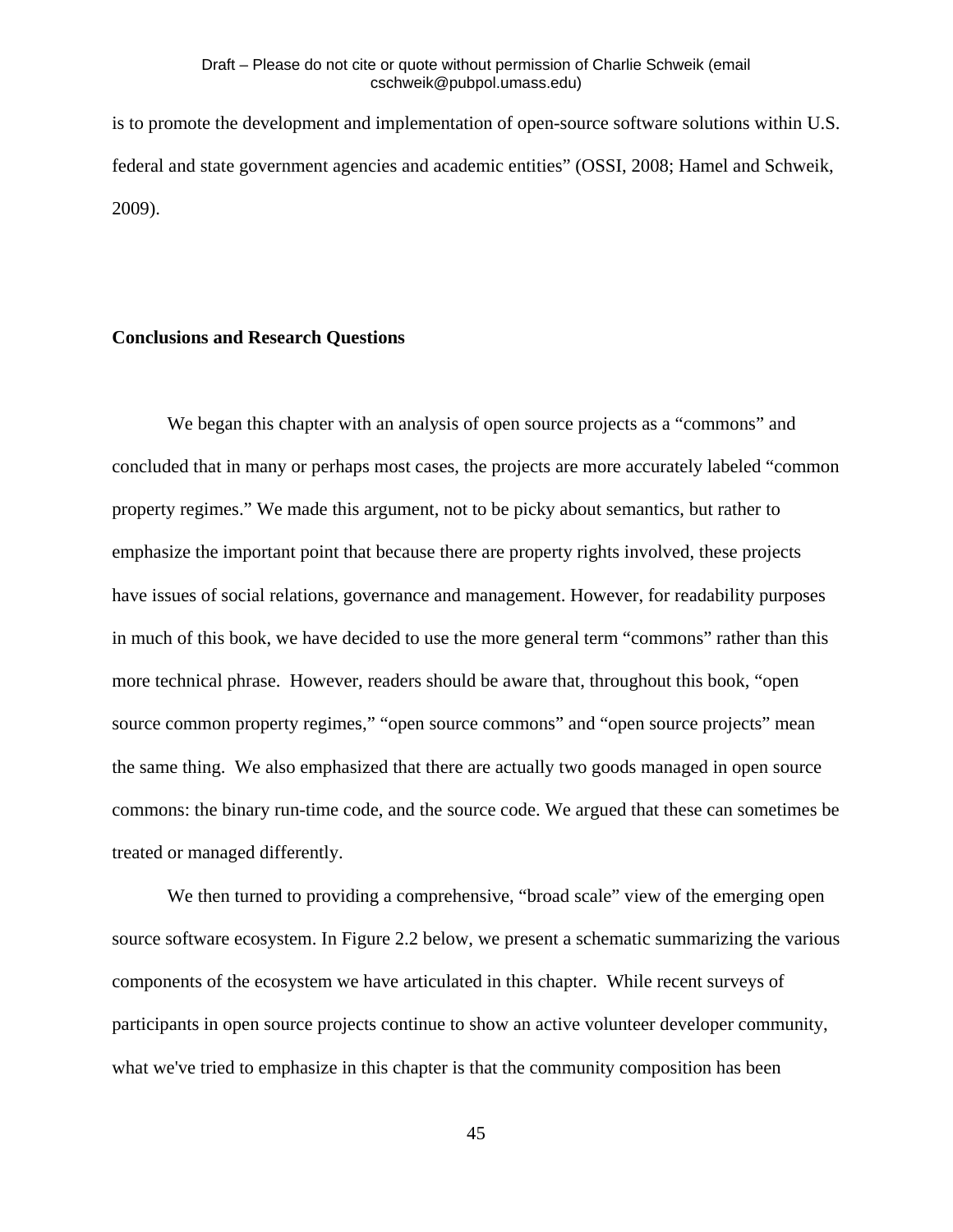is to promote the development and implementation of open-source software solutions within U.S. federal and state government agencies and academic entities” (OSSI, 2008; Hamel and Schweik, 2009).

## Conclusions and Research Questions

We began this chapter with an analysis of open source projects as a “commons” and concluded that in many or perhaps most cases, the projects are more accurately labeled “common property regimes.” We made this argument, not to be picky about semantics, but rather to emphasize the important point that because there are property rights involved, these projects have issues of social relations, governance and management. However, for readability purposes in much of this book, we have decided to use the more general term “commons” rather than this more technical phrase. However, readers should be aware that, throughout this book, “open source common property regimes,” “open source commons” and “open source projects” mean the same thing. We also emphasized that there are actually two goods managed in open source commons: the binary run-time code, and the source code. We argued that these can sometimes be treated or managed differently.

We then turned to providing a comprehensive, “broad scale” view of the emerging open source software ecosystem. In Figure 2.2 below, we present a schematic summarizing the various components of the ecosystem we have articulated in this chapter. While recent surveys of participants in open source projects continue to show an active volunteer developer community, what we've tried to emphasize in this chapter is that the community composition has been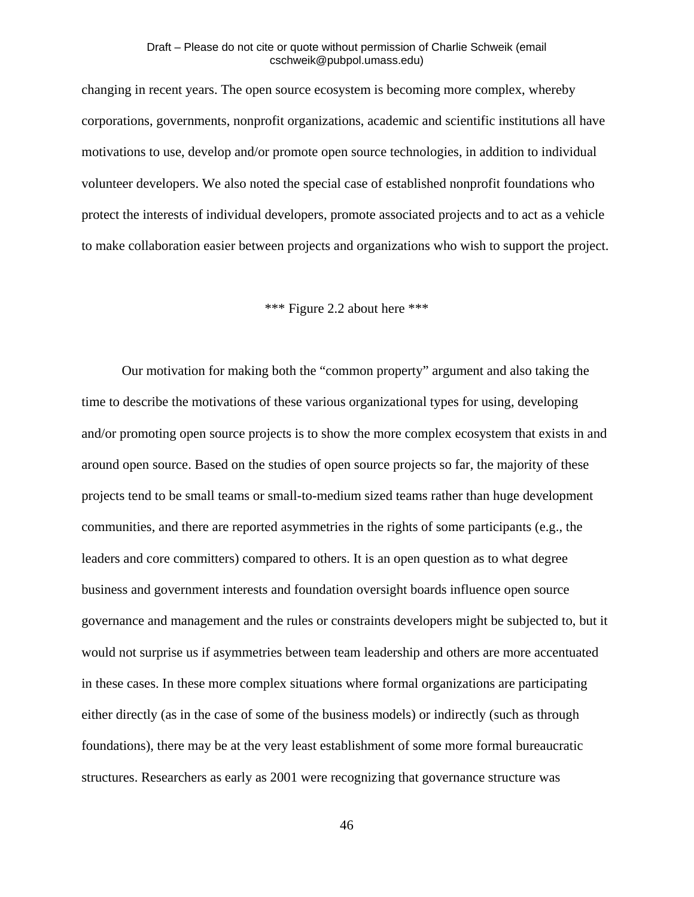changing in recent years. The open source ecosystem is becoming more complex, whereby corporations, governments, nonprofit organizations, academic and scientific institutions all have motivations to use, develop and/or promote open source technologies, in addition to individual volunteer developers. We also noted the special case of established nonprofit foundations who protect the interests of individual developers, promote associated projects and to act as a vehicle to make collaboration easier between projects and organizations who wish to support the project.

*** Figure 2.2 about here ***

Our motivation for making both the "common property" argument and also taking the time to describe the motivations of these various organizational types for using, developing and/or promoting open source projects is to show the more complex ecosystem that exists in and around open source. Based on the studies of open source projects so far, the majority of these projects tend to be small teams or small-to-medium sized teams rather than huge development communities, and there are reported asymmetries in the rights of some participants (e.g., the leaders and core committers) compared to others. It is an open question as to what degree business and government interests and foundation oversight boards influence open source governance and management and the rules or constraints developers might be subjected to, but it would not surprise us if asymmetries between team leadership and others are more accentuated in these cases. In these more complex situations where formal organizations are participating either directly (as in the case of some of the business models) or indirectly (such as through foundations), there may be at the very least establishment of some more formal bureaucratic structures. Researchers as early as 2001 were recognizing that governance structure was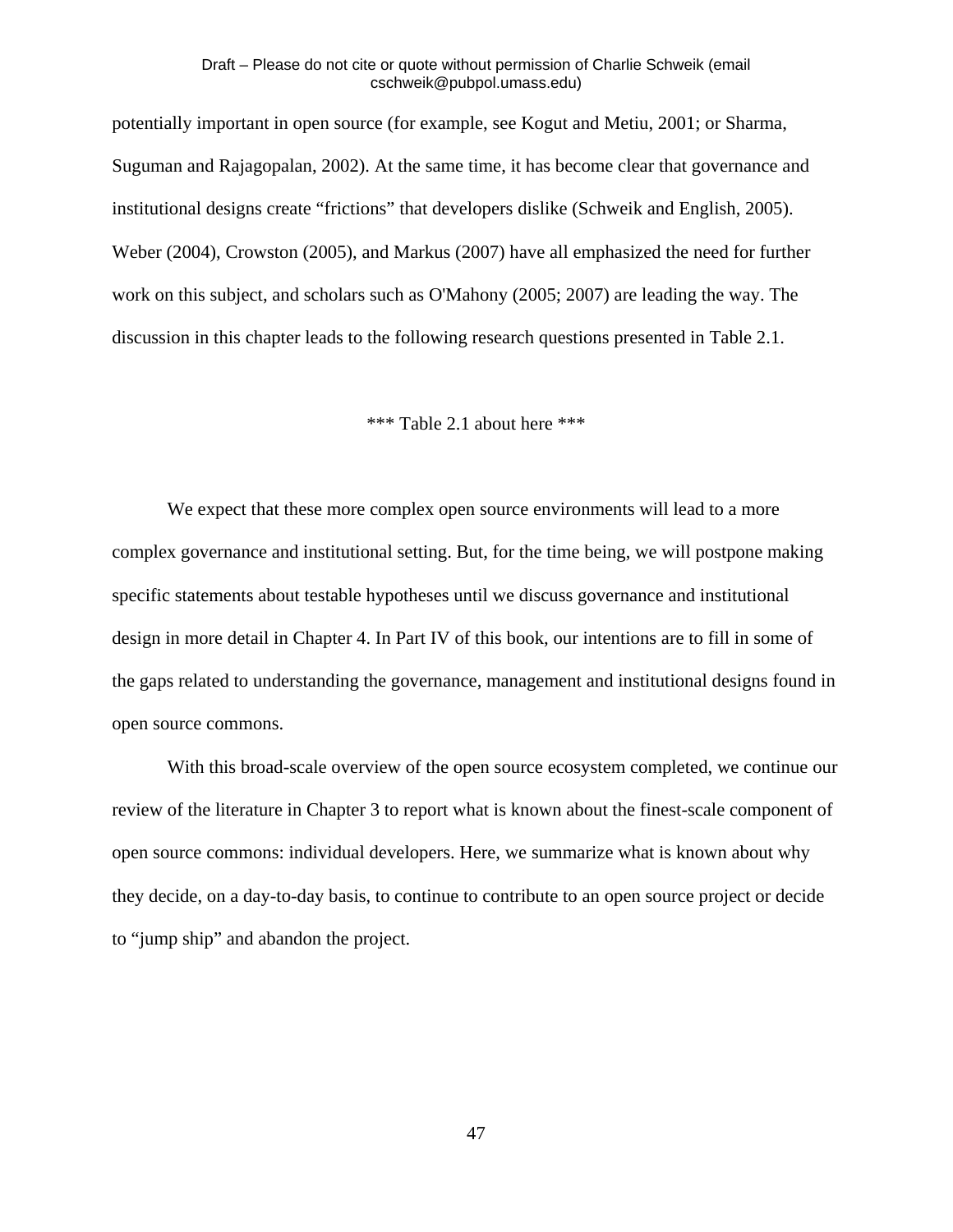potentially important in open source (for example, see Kogut and Metiu, 2001; or Sharma, Suguman and Rajagopalan, 2002). At the same time, it has become clear that governance and institutional designs create “frictions” that developers dislike (Schweik and English, 2005). Weber (2004), Crowston (2005), and Markus (2007) have all emphasized the need for further work on this subject, and scholars such as O'Mahony (2005; 2007) are leading the way. The discussion in this chapter leads to the following research questions presented in Table 2.1.

*** Table 2.1 about here ***

We expect that these more complex open source environments will lead to a more complex governance and institutional setting. But, for the time being, we will postpone making specific statements about testable hypotheses until we discuss governance and institutional design in more detail in Chapter 4. In Part IV of this book, our intentions are to fill in some of the gaps related to understanding the governance, management and institutional designs found in open source commons.

With this broad-scale overview of the open source ecosystem completed, we continue our review of the literature in Chapter 3 to report what is known about the finest-scale component of open source commons: individual developers. Here, we summarize what is known about why they decide, on a day-to-day basis, to continue to contribute to an open source project or decide to “jump ship” and abandon the project.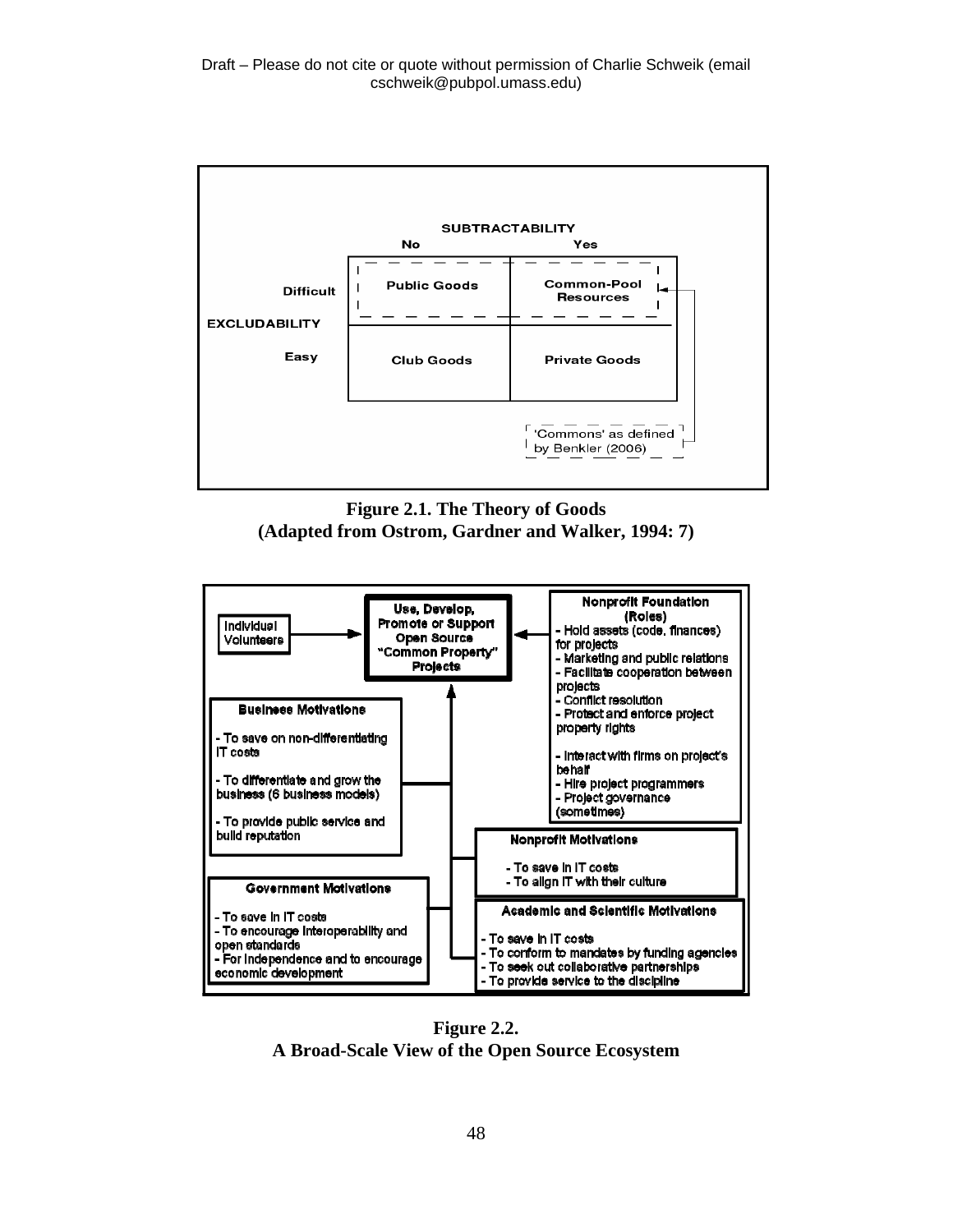| | | SUBTRACTABILITY | |
|---|---|---|---|
| | | No | Yes |
| EXCLUDABILITY | Difficult | Public Goods | Common-Pool Resources |
| | Easy | Club Goods | Private Goods |

'Commons' as defined by Benkler (2006)

**Figure 2.1. The Theory of Goods (Adapted from Ostrom, Gardner and Walker, 1994: 7)**

**Use, Develop, Promote or Support Open Source "Common Property" Projects**

**Individual Volunteers**

**Nonprofit Foundation (Roles)**
- Hold assets (code, finances) for projects
- Marketing and public relations
- Facilitate cooperation between projects
- Conflict resolution
- Protect and enforce project property rights
- Interact with firms on project's behalf
- Hire project programmers
- Project governance (sometimes)

**Business Motivations**
- To save on non-differentiating IT costs
- To differentiate and grow the business (6 business models)
- To provide public service and build reputation

**Nonprofit Motivations**
- To save in IT costs
- To align IT with their culture

**Government Motivations**
- To save in IT costs
- To encourage interoperability and open standards
- For independence and to encourage economic development

**Academic and Scientific Motivations**
- To save in IT costs
- To conform to mandates by funding agencies
- To seek out collaborative partnerships
- To provide service to the discipline

**Figure 2.2.**
**A Broad-Scale View of the Open Source Ecosystem**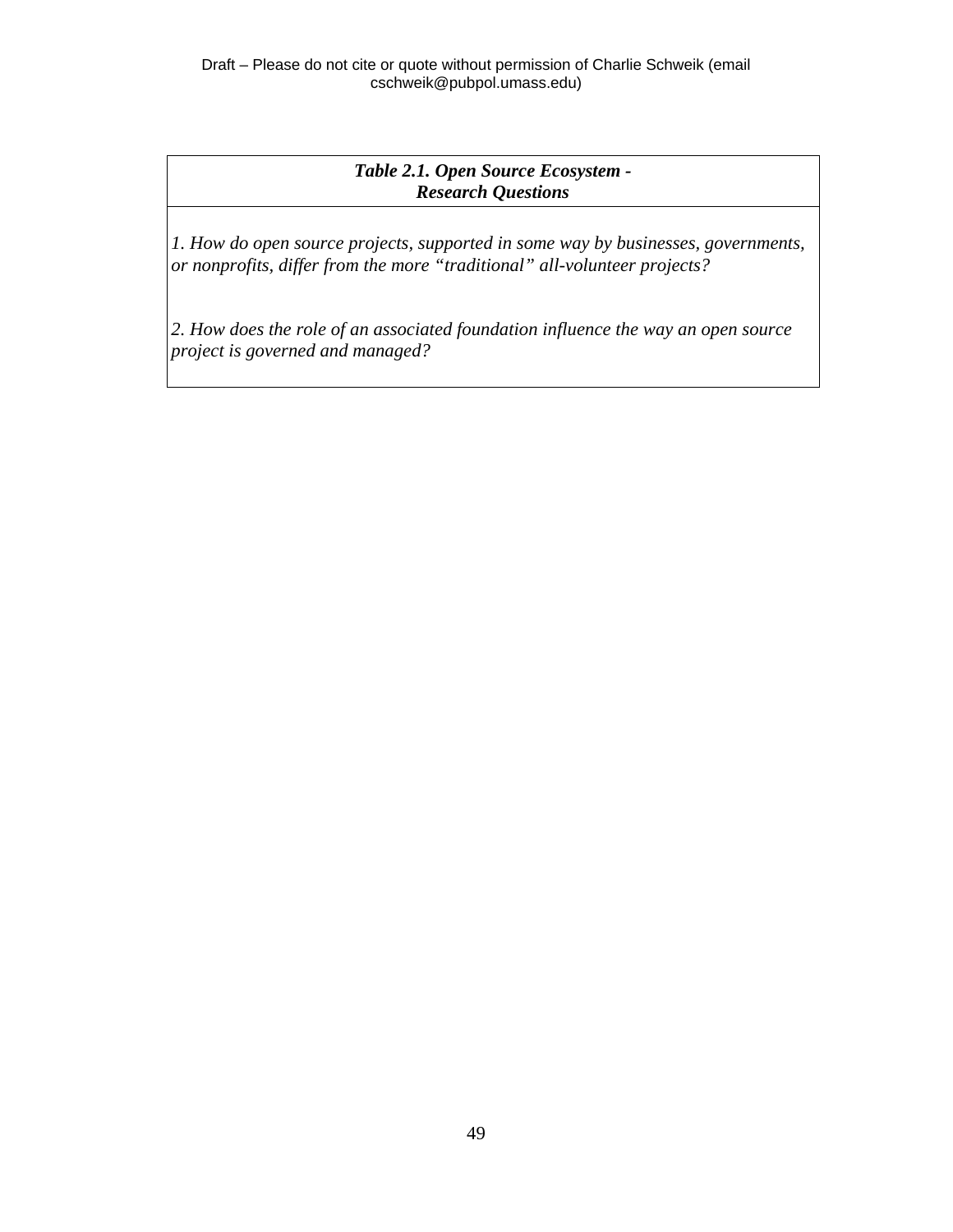| ***Table 2.1. Open Source Ecosystem - Research Questions*** |
|---|
| *1. How do open source projects, supported in some way by businesses, governments, or nonprofits, differ from the more "traditional" all-volunteer projects?* <br><br> *2. How does the role of an associated foundation influence the way an open source project is governed and managed?* |